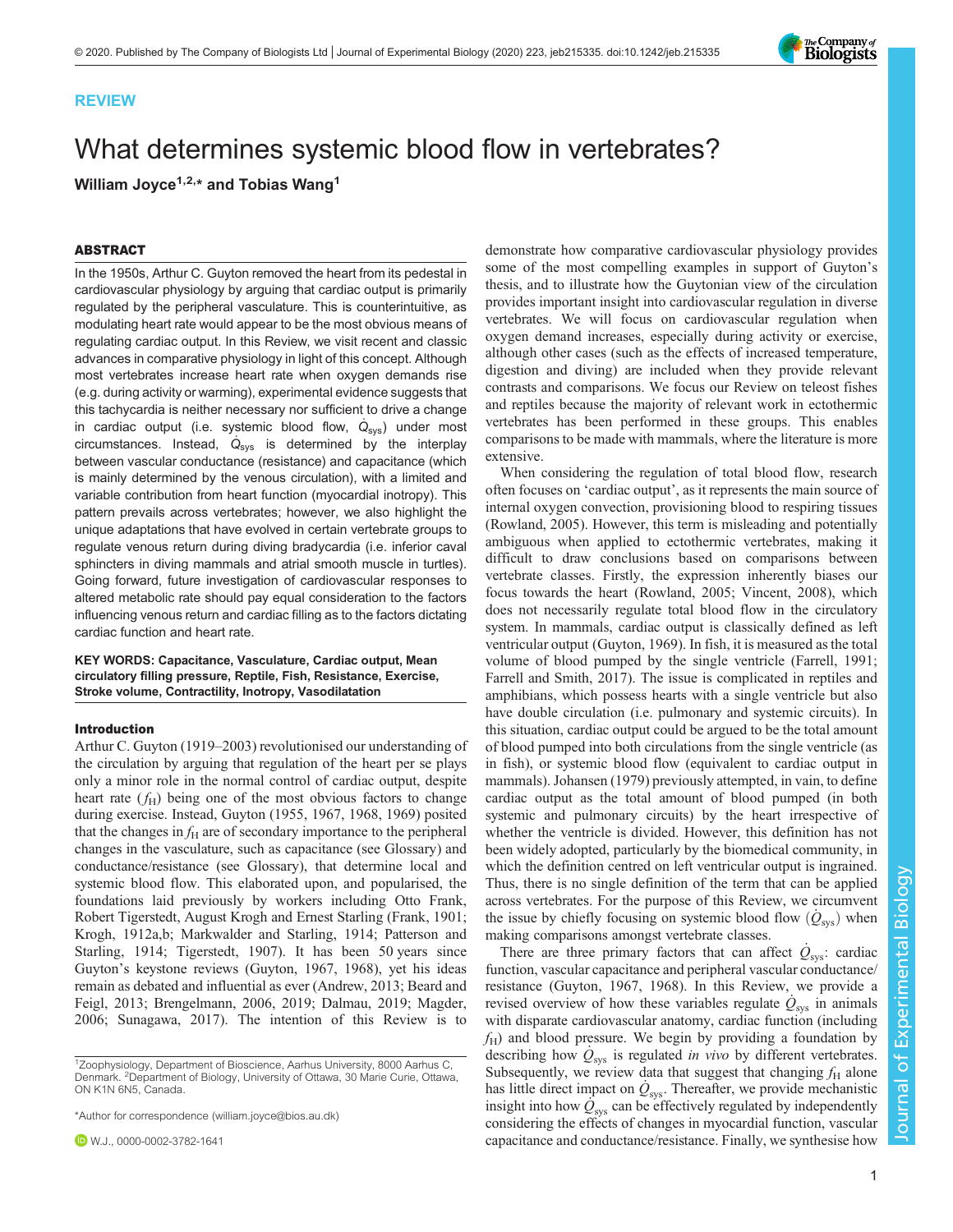REVIEW

# What determines systemic blood flow in vertebrates?

**William Joyce[1,2,*] and Tobias Wang[1]**

## ABSTRACT

In the 1950s, Arthur C. Guyton removed the heart from its pedestal in cardiovascular physiology by arguing that cardiac output is primarily regulated by the peripheral vasculature. This is counterintuitive, as modulating heart rate would appear to be the most obvious means of regulating cardiac output. In this Review, we visit recent and classic advances in comparative physiology in light of this concept. Although most vertebrates increase heart rate when oxygen demands rise (e.g. during activity or warming), experimental evidence suggests that this tachycardia is neither necessary nor sufficient to drive a change in cardiac output (i.e. systemic blood flow, $\dot{Q}_{sys}$) under most circumstances. Instead, $\dot{Q}_{sys}$ is determined by the interplay between vascular conductance (resistance) and capacitance (which is mainly determined by the venous circulation), with a limited and variable contribution from heart function (myocardial inotropy). This pattern prevails across vertebrates; however, we also highlight the unique adaptations that have evolved in certain vertebrate groups to regulate venous return during diving bradycardia (i.e. inferior caval sphincters in diving mammals and atrial smooth muscle in turtles). Going forward, future investigation of cardiovascular responses to altered metabolic rate should pay equal consideration to the factors influencing venous return and cardiac filling as to the factors dictating cardiac function and heart rate.

**KEY WORDS: Capacitance, Vasculature, Cardiac output, Mean circulatory filling pressure, Reptile, Fish, Resistance, Exercise, Stroke volume, Contractility, Inotropy, Vasodilatation**

## Introduction

Arthur C. Guyton (1919–2003) revolutionised our understanding of the circulation by arguing that regulation of the heart per se plays only a minor role in the normal control of cardiac output, despite heart rate ($f_H$) being one of the most obvious factors to change during exercise. Instead, Guyton (1955, 1967, 1968, 1969) posited that the changes in $f_H$ are of secondary importance to the peripheral changes in the vasculature, such as capacitance (see Glossary) and conductance/resistance (see Glossary), that determine local and systemic blood flow. This elaborated upon, and popularised, the foundations laid previously by workers including Otto Frank, Robert Tigerstedt, August Krogh and Ernest Starling (Frank, 1901; Krogh, 1912a,b; Markwalder and Starling, 1914; Patterson and Starling, 1914; Tigerstedt, 1907). It has been 50 years since Guyton's keystone reviews (Guyton, 1967, 1968), yet his ideas remain as debated and influential as ever (Andrew, 2013; Beard and Feigl, 2013; Brengelmann, 2006, 2019; Dalmau, 2019; Magder, 2006; Sunagawa, 2017). The intention of this Review is to demonstrate how comparative cardiovascular physiology provides some of the most compelling examples in support of Guyton's thesis, and to illustrate how the Guytonian view of the circulation provides important insight into cardiovascular regulation in diverse vertebrates. We will focus on cardiovascular regulation when oxygen demand increases, especially during activity or exercise, although other cases (such as the effects of increased temperature, digestion and diving) are included when they provide relevant contrasts and comparisons. We focus our Review on teleost fishes and reptiles because the majority of relevant work in ectothermic vertebrates has been performed in these groups. This enables comparisons to be made with mammals, where the literature is more extensive.

When considering the regulation of total blood flow, research often focuses on 'cardiac output', as it represents the main source of internal oxygen convection, provisioning blood to respiring tissues (Rowland, 2005). However, this term is misleading and potentially ambiguous when applied to ectothermic vertebrates, making it difficult to draw conclusions based on comparisons between vertebrate classes. Firstly, the expression inherently biases our focus towards the heart (Rowland, 2005; Vincent, 2008), which does not necessarily regulate total blood flow in the circulatory system. In mammals, cardiac output is classically defined as left ventricular output (Guyton, 1969). In fish, it is measured as the total volume of blood pumped by the single ventricle (Farrell, 1991; Farrell and Smith, 2017). The issue is complicated in reptiles and amphibians, which possess hearts with a single ventricle but also have double circulation (i.e. pulmonary and systemic circuits). In this situation, cardiac output could be argued to be the total amount of blood pumped into both circulations from the single ventricle (as in fish), or systemic blood flow (equivalent to cardiac output in mammals). Johansen (1979) previously attempted, in vain, to define cardiac output as the total amount of blood pumped (in both systemic and pulmonary circuits) by the heart irrespective of whether the ventricle is divided. However, this definition has not been widely adopted, particularly by the biomedical community, in which the definition centred on left ventricular output is ingrained. Thus, there is no single definition of the term that can be applied across vertebrates. For the purpose of this Review, we circumvent the issue by chiefly focusing on systemic blood flow ($\dot{Q}_{sys}$) when making comparisons amongst vertebrate classes.

There are three primary factors that can affect $\dot{Q}_{sys}$: cardiac function, vascular capacitance and peripheral vascular conductance/resistance (Guyton, 1967, 1968). In this Review, we provide a revised overview of how these variables regulate $\dot{Q}_{sys}$ in animals with disparate cardiovascular anatomy, cardiac function (including $f_H$) and blood pressure. We begin by providing a foundation by describing how $\dot{Q}_{sys}$ is regulated *in vivo* by different vertebrates. Subsequently, we review data that suggest that changing $f_H$ alone has little direct impact on $\dot{Q}_{sys}$. Thereafter, we provide mechanistic insight into how $\dot{Q}_{sys}$ can be effectively regulated by independently considering the effects of changes in myocardial function, vascular capacitance and conductance/resistance. Finally, we synthesise how

[1]Zoophysiology, Department of Bioscience, Aarhus University, 8000 Aarhus C, Denmark. [2]Department of Biology, University of Ottawa, 30 Marie Curie, Ottawa, ON K1N 6N5, Canada.

*Author for correspondence (william.joyce@bios.au.dk)

W.J., 0000-0002-3782-1641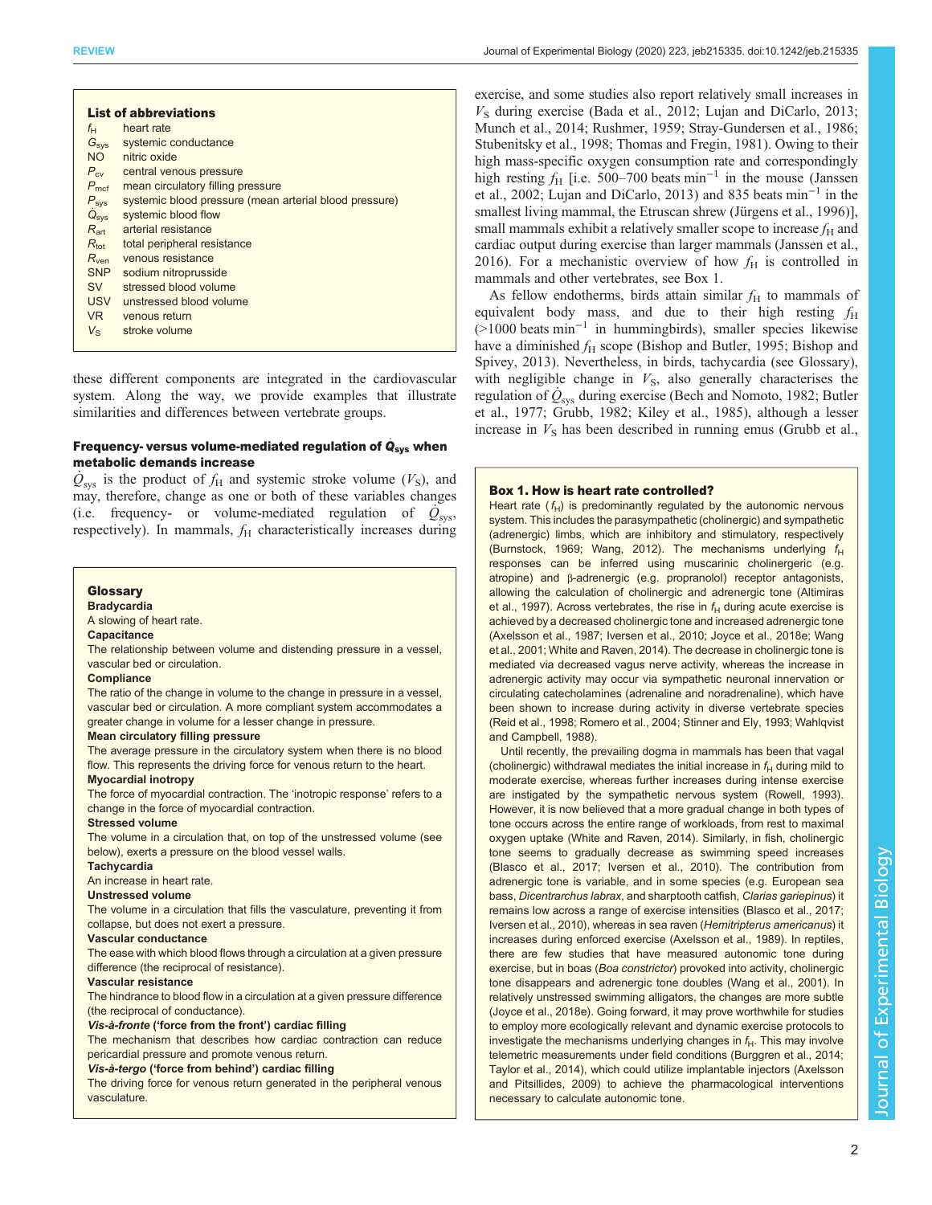### List of abbreviations

| | |
|---|---|
| $f_H$ | heart rate |
| $G_{sys}$ | systemic conductance |
| NO | nitric oxide |
| $P_{cv}$ | central venous pressure |
| $P_{mcf}$ | mean circulatory filling pressure |
| $P_{sys}$ | systemic blood pressure (mean arterial blood pressure) |
| $\dot{Q}_{sys}$ | systemic blood flow |
| $R_{art}$ | arterial resistance |
| $R_{tot}$ | total peripheral resistance |
| $R_{ven}$ | venous resistance |
| SNP | sodium nitroprusside |
| SV | stressed blood volume |
| USV | unstressed blood volume |
| VR | venous return |
| $V_S$ | stroke volume |

these different components are integrated in the cardiovascular system. Along the way, we provide examples that illustrate similarities and differences between vertebrate groups.

## Frequency- versus volume-mediated regulation of $\dot{Q}_{sys}$ when metabolic demands increase

$\dot{Q}_{sys}$ is the product of $f_H$ and systemic stroke volume ($V_S$), and may, therefore, change as one or both of these variables changes (i.e. frequency- or volume-mediated regulation of $\dot{Q}_{sys}$, respectively). In mammals, $f_H$ characteristically increases during exercise, and some studies also report relatively small increases in $V_S$ during exercise (Bada et al., 2012; Lujan and DiCarlo, 2013; Munch et al., 2014; Rushmer, 1959; Stray-Gundersen et al., 1986; Stubenitsky et al., 1998; Thomas and Fregin, 1981). Owing to their high mass-specific oxygen consumption rate and correspondingly high resting $f_H$ [i.e. 500–700 beats min$^{-1}$ in the mouse (Janssen et al., 2002; Lujan and DiCarlo, 2013) and 835 beats min$^{-1}$ in the smallest living mammal, the Etruscan shrew (Jürgens et al., 1996)], small mammals exhibit a relatively smaller scope to increase $f_H$ and cardiac output during exercise than larger mammals (Janssen et al., 2016). For a mechanistic overview of how $f_H$ is controlled in mammals and other vertebrates, see Box 1.

As fellow endotherms, birds attain similar $f_H$ to mammals of equivalent body mass, and due to their high resting $f_H$ (>1000 beats min$^{-1}$ in hummingbirds), smaller species likewise have a diminished $f_H$ scope (Bishop and Butler, 1995; Bishop and Spivey, 2013). Nevertheless, in birds, tachycardia (see Glossary), with negligible change in $V_S$, also generally characterises the regulation of $\dot{Q}_{sys}$ during exercise (Bech and Nomoto, 1982; Butler et al., 1977; Grubb, 1982; Kiley et al., 1985), although a lesser increase in $V_S$ has been described in running emus (Grubb et al.,

### Glossary

**Bradycardia**
A slowing of heart rate.

**Capacitance**
The relationship between volume and distending pressure in a vessel, vascular bed or circulation.

**Compliance**
The ratio of the change in volume to the change in pressure in a vessel, vascular bed or circulation. A more compliant system accommodates a greater change in volume for a lesser change in pressure.

**Mean circulatory filling pressure**
The average pressure in the circulatory system when there is no blood flow. This represents the driving force for venous return to the heart.

**Myocardial inotropy**
The force of myocardial contraction. The 'inotropic response' refers to a change in the force of myocardial contraction.

**Stressed volume**
The volume in a circulation that, on top of the unstressed volume (see below), exerts a pressure on the blood vessel walls.

**Tachycardia**
An increase in heart rate.

**Unstressed volume**
The volume in a circulation that fills the vasculature, preventing it from collapse, but does not exert a pressure.

**Vascular conductance**
The ease with which blood flows through a circulation at a given pressure difference (the reciprocal of resistance).

**Vascular resistance**
The hindrance to blood flow in a circulation at a given pressure difference (the reciprocal of conductance).

***Vis-à-fronte*** **('force from the front') cardiac filling**
The mechanism that describes how cardiac contraction can reduce pericardial pressure and promote venous return.

***Vis-à-tergo*** **('force from behind') cardiac filling**
The driving force for venous return generated in the peripheral venous vasculature.

### Box 1. How is heart rate controlled?

Heart rate ($f_H$) is predominantly regulated by the autonomic nervous system. This includes the parasympathetic (cholinergic) and sympathetic (adrenergic) limbs, which are inhibitory and stimulatory, respectively (Burnstock, 1969; Wang, 2012). The mechanisms underlying $f_H$ responses can be inferred using muscarinic cholinergeric (e.g. atropine) and β-adrenergic (e.g. propranolol) receptor antagonists, allowing the calculation of cholinergic and adrenergic tone (Altimiras et al., 1997). Across vertebrates, the rise in $f_H$ during acute exercise is achieved by a decreased cholinergic tone and increased adrenergic tone (Axelsson et al., 1987; Iversen et al., 2010; Joyce et al., 2018e; Wang et al., 2001; White and Raven, 2014). The decrease in cholinergic tone is mediated via decreased vagus nerve activity, whereas the increase in adrenergic activity may occur via sympathetic neuronal innervation or circulating catecholamines (adrenaline and noradrenaline), which have been shown to increase during activity in diverse vertebrate species (Reid et al., 1998; Romero et al., 2004; Stinner and Ely, 1993; Wahlqvist and Campbell, 1988).

Until recently, the prevailing dogma in mammals has been that vagal (cholinergic) withdrawal mediates the initial increase in $f_H$ during mild to moderate exercise, whereas further increases during intense exercise are instigated by the sympathetic nervous system (Rowell, 1993). However, it is now believed that a more gradual change in both types of tone occurs across the entire range of workloads, from rest to maximal oxygen uptake (White and Raven, 2014). Similarly, in fish, cholinergic tone seems to gradually decrease as swimming speed increases (Blasco et al., 2017; Iversen et al., 2010). The contribution from adrenergic tone is variable, and in some species (e.g. European sea bass, *Dicentrarchus labrax*, and sharptooth catfish, *Clarias gariepinus*) it remains low across a range of exercise intensities (Blasco et al., 2017; Iversen et al., 2010), whereas in sea raven (*Hemitripterus americanus*) it increases during enforced exercise (Axelsson et al., 1989). In reptiles, there are few studies that have measured autonomic tone during exercise, but in boas (*Boa constrictor*) provoked into activity, cholinergic tone disappears and adrenergic tone doubles (Wang et al., 2001). In relatively unstressed swimming alligators, the changes are more subtle (Joyce et al., 2018e). Going forward, it may prove worthwhile for studies to employ more ecologically relevant and dynamic exercise protocols to investigate the mechanisms underlying changes in $f_H$. This may involve telemetric measurements under field conditions (Burggren et al., 2014; Taylor et al., 2014), which could utilize implantable injectors (Axelsson and Pitsillides, 2009) to achieve the pharmacological interventions necessary to calculate autonomic tone.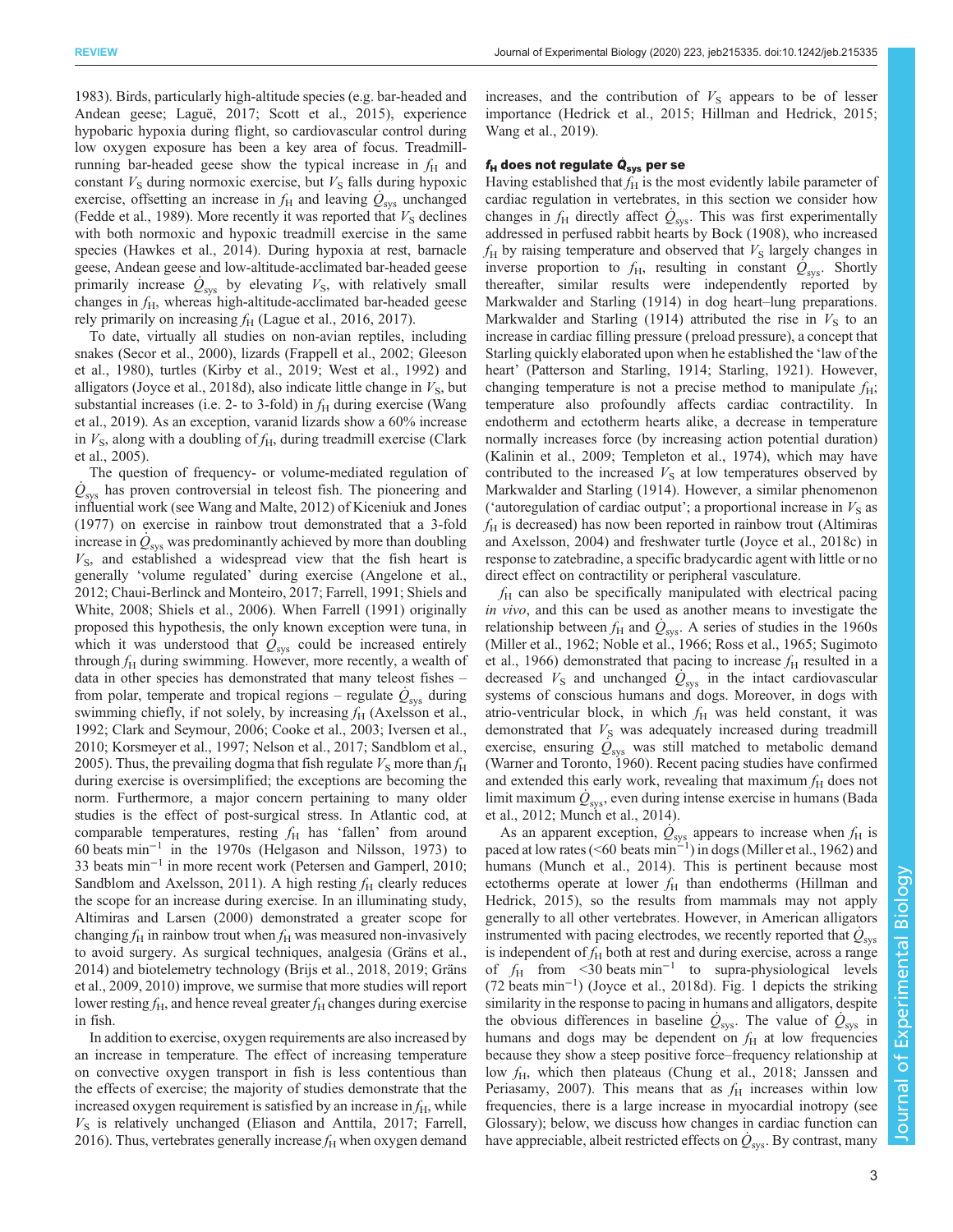1983). Birds, particularly high-altitude species (e.g. bar-headed and Andean geese; Laguë, 2017; Scott et al., 2015), experience hypobaric hypoxia during flight, so cardiovascular control during low oxygen exposure has been a key area of focus. Treadmill-running bar-headed geese show the typical increase in $f_H$ and constant $V_S$ during normoxic exercise, but $V_S$ falls during hypoxic exercise, offsetting an increase in $f_H$ and leaving $\dot{Q}_{sys}$ unchanged (Fedde et al., 1989). More recently it was reported that $V_S$ declines with both normoxic and hypoxic treadmill exercise in the same species (Hawkes et al., 2014). During hypoxia at rest, barnacle geese, Andean geese and low-altitude-acclimated bar-headed geese primarily increase $\dot{Q}_{sys}$ by elevating $V_S$, with relatively small changes in $f_H$, whereas high-altitude-acclimated bar-headed geese rely primarily on increasing $f_H$ (Lague et al., 2016, 2017).

To date, virtually all studies on non-avian reptiles, including snakes (Secor et al., 2000), lizards (Frappell et al., 2002; Gleeson et al., 1980), turtles (Kirby et al., 2019; West et al., 1992) and alligators (Joyce et al., 2018d), also indicate little change in $V_S$, but substantial increases (i.e. 2- to 3-fold) in $f_H$ during exercise (Wang et al., 2019). As an exception, varanid lizards show a 60% increase in $V_S$, along with a doubling of $f_H$, during treadmill exercise (Clark et al., 2005).

The question of frequency- or volume-mediated regulation of $\dot{Q}_{sys}$ has proven controversial in teleost fish. The pioneering and influential work (see Wang and Malte, 2012) of Kiceniuk and Jones (1977) on exercise in rainbow trout demonstrated that a 3-fold increase in $\dot{Q}_{sys}$ was predominantly achieved by more than doubling $V_S$, and established a widespread view that the fish heart is generally 'volume regulated' during exercise (Angelone et al., 2012; Chaui-Berlinck and Monteiro, 2017; Farrell, 1991; Shiels and White, 2008; Shiels et al., 2006). When Farrell (1991) originally proposed this hypothesis, the only known exception were tuna, in which it was understood that $\dot{Q}_{sys}$ could be increased entirely through $f_H$ during swimming. However, more recently, a wealth of data in other species has demonstrated that many teleost fishes – from polar, temperate and tropical regions – regulate $\dot{Q}_{sys}$ during swimming chiefly, if not solely, by increasing $f_H$ (Axelsson et al., 1992; Clark and Seymour, 2006; Cooke et al., 2003; Iversen et al., 2010; Korsmeyer et al., 1997; Nelson et al., 2017; Sandblom et al., 2005). Thus, the prevailing dogma that fish regulate $V_S$ more than $f_H$ during exercise is oversimplified; the exceptions are becoming the norm. Furthermore, a major concern pertaining to many older studies is the effect of post-surgical stress. In Atlantic cod, at comparable temperatures, resting $f_H$ has 'fallen' from around 60 beats min$^{-1}$ in the 1970s (Helgason and Nilsson, 1973) to 33 beats min$^{-1}$ in more recent work (Petersen and Gamperl, 2010; Sandblom and Axelsson, 2011). A high resting $f_H$ clearly reduces the scope for an increase during exercise. In an illuminating study, Altimiras and Larsen (2000) demonstrated a greater scope for changing $f_H$ in rainbow trout when $f_H$ was measured non-invasively to avoid surgery. As surgical techniques, analgesia (Gräns et al., 2014) and biotelemetry technology (Brijs et al., 2018, 2019; Gräns et al., 2009, 2010) improve, we surmise that more studies will report lower resting $f_H$, and hence reveal greater $f_H$ changes during exercise in fish.

In addition to exercise, oxygen requirements are also increased by an increase in temperature. The effect of increasing temperature on convective oxygen transport in fish is less contentious than the effects of exercise; the majority of studies demonstrate that the increased oxygen requirement is satisfied by an increase in $f_H$, while $V_S$ is relatively unchanged (Eliason and Anttila, 2017; Farrell, 2016). Thus, vertebrates generally increase $f_H$ when oxygen demand increases, and the contribution of $V_S$ appears to be of lesser importance (Hedrick et al., 2015; Hillman and Hedrick, 2015; Wang et al., 2019).

## $f_H$ does not regulate $\dot{Q}_{sys}$ per se

Having established that $f_H$ is the most evidently labile parameter of cardiac regulation in vertebrates, in this section we consider how changes in $f_H$ directly affect $\dot{Q}_{sys}$. This was first experimentally addressed in perfused rabbit hearts by Bock (1908), who increased $f_H$ by raising temperature and observed that $V_S$ largely changes in inverse proportion to $f_H$, resulting in constant $\dot{Q}_{sys}$. Shortly thereafter, similar results were independently reported by Markwalder and Starling (1914) in dog heart–lung preparations. Markwalder and Starling (1914) attributed the rise in $V_S$ to an increase in cardiac filling pressure (preload pressure), a concept that Starling quickly elaborated upon when he established the 'law of the heart' (Patterson and Starling, 1914; Starling, 1921). However, changing temperature is not a precise method to manipulate $f_H$; temperature also profoundly affects cardiac contractility. In endotherm and ectotherm hearts alike, a decrease in temperature normally increases force (by increasing action potential duration) (Kalinin et al., 2009; Templeton et al., 1974), which may have contributed to the increased $V_S$ at low temperatures observed by Markwalder and Starling (1914). However, a similar phenomenon ('autoregulation of cardiac output'; a proportional increase in $V_S$ as $f_H$ is decreased) has now been reported in rainbow trout (Altimiras and Axelsson, 2004) and freshwater turtle (Joyce et al., 2018c) in response to zatebradine, a specific bradycardic agent with little or no direct effect on contractility or peripheral vasculature.

$f_H$ can also be specifically manipulated with electrical pacing *in vivo*, and this can be used as another means to investigate the relationship between $f_H$ and $\dot{Q}_{sys}$. A series of studies in the 1960s (Miller et al., 1962; Noble et al., 1966; Ross et al., 1965; Sugimoto et al., 1966) demonstrated that pacing to increase $f_H$ resulted in a decreased $V_S$ and unchanged $\dot{Q}_{sys}$ in the intact cardiovascular systems of conscious humans and dogs. Moreover, in dogs with atrio-ventricular block, in which $f_H$ was held constant, it was demonstrated that $V_S$ was adequately increased during treadmill exercise, ensuring $\dot{Q}_{sys}$ was still matched to metabolic demand (Warner and Toronto, 1960). Recent pacing studies have confirmed and extended this early work, revealing that maximum $f_H$ does not limit maximum $\dot{Q}_{sys}$, even during intense exercise in humans (Bada et al., 2012; Munch et al., 2014).

As an apparent exception, $\dot{Q}_{sys}$ appears to increase when $f_H$ is paced at low rates (<60 beats min$^{-1}$) in dogs (Miller et al., 1962) and humans (Munch et al., 2014). This is pertinent because most ectotherms operate at lower $f_H$ than endotherms (Hillman and Hedrick, 2015), so the results from mammals may not apply generally to all other vertebrates. However, in American alligators instrumented with pacing electrodes, we recently reported that $\dot{Q}_{sys}$ is independent of $f_H$ both at rest and during exercise, across a range of $f_H$ from <30 beats min$^{-1}$ to supra-physiological levels (72 beats min$^{-1}$) (Joyce et al., 2018d). Fig. 1 depicts the striking similarity in the response to pacing in humans and alligators, despite the obvious differences in baseline $\dot{Q}_{sys}$. The value of $\dot{Q}_{sys}$ in humans and dogs may be dependent on $f_H$ at low frequencies because they show a steep positive force–frequency relationship at low $f_H$, which then plateaus (Chung et al., 2018; Janssen and Periasamy, 2007). This means that as $f_H$ increases within low frequencies, there is a large increase in myocardial inotropy (see Glossary); below, we discuss how changes in cardiac function can have appreciable, albeit restricted effects on $\dot{Q}_{sys}$. By contrast, many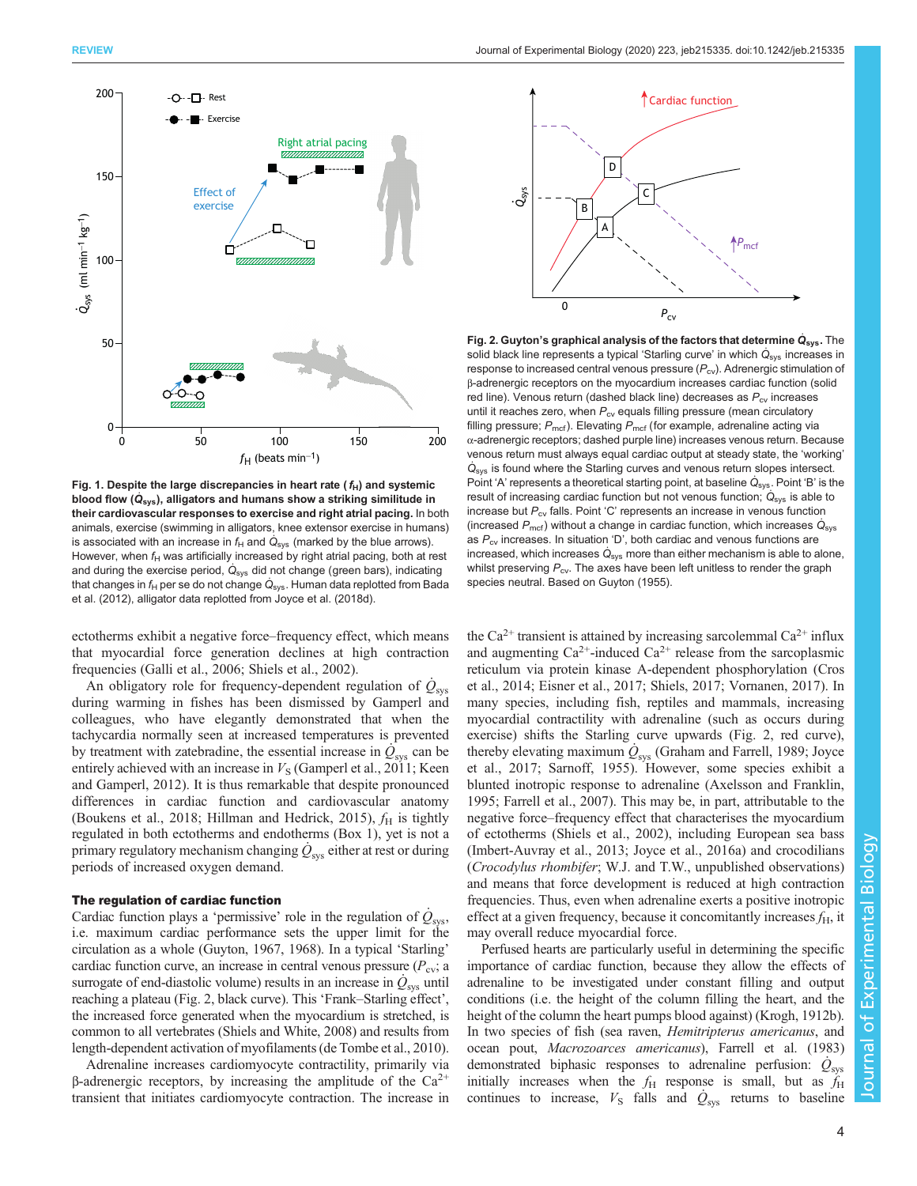**Fig. 1. Despite the large discrepancies in heart rate ($f_H$) and systemic blood flow ($\dot{Q}_{sys}$), alligators and humans show a striking similitude in their cardiovascular responses to exercise and right atrial pacing.** In both animals, exercise (swimming in alligators, knee extensor exercise in humans) is associated with an increase in $f_H$ and $\dot{Q}_{sys}$ (marked by the blue arrows). However, when $f_H$ was artificially increased by right atrial pacing, both at rest and during the exercise period, $\dot{Q}_{sys}$ did not change (green bars), indicating that changes in $f_H$ per se do not change $\dot{Q}_{sys}$. Human data replotted from Bada et al. (2012), alligator data replotted from Joyce et al. (2018d).

**Fig. 2. Guyton's graphical analysis of the factors that determine $\dot{Q}_{sys}$.** The solid black line represents a typical 'Starling curve' in which $\dot{Q}_{sys}$ increases in response to increased central venous pressure ($P_{cv}$). Adrenergic stimulation of β-adrenergic receptors on the myocardium increases cardiac function (solid red line). Venous return (dashed black line) decreases as $P_{cv}$ increases until it reaches zero, when $P_{cv}$ equals filling pressure (mean circulatory filling pressure; $P_{mcf}$). Elevating $P_{mcf}$ (for example, adrenaline acting via α-adrenergic receptors; dashed purple line) increases venous return. Because venous return must always equal cardiac output at steady state, the 'working' $\dot{Q}_{sys}$ is found where the Starling curves and venous return slopes intersect. Point 'A' represents a theoretical starting point, at baseline $\dot{Q}_{sys}$. Point 'B' is the result of increasing cardiac function but not venous function; $\dot{Q}_{sys}$ is able to increase but $P_{cv}$ falls. Point 'C' represents an increase in venous function (increased $P_{mcf}$) without a change in cardiac function, which increases $\dot{Q}_{sys}$ as $P_{cv}$ increases. In situation 'D', both cardiac and venous functions are increased, which increases $\dot{Q}_{sys}$ more than either mechanism is able to alone, whilst preserving $P_{cv}$. The axes have been left unitless to render the graph species neutral. Based on Guyton (1955).

ectotherms exhibit a negative force–frequency effect, which means that myocardial force generation declines at high contraction frequencies (Galli et al., 2006; Shiels et al., 2002).

An obligatory role for frequency-dependent regulation of $\dot{Q}_{sys}$ during warming in fishes has been dismissed by Gamperl and colleagues, who have elegantly demonstrated that when the tachycardia normally seen at increased temperatures is prevented by treatment with zatebradine, the essential increase in $\dot{Q}_{sys}$ can be entirely achieved with an increase in $V_S$ (Gamperl et al., 2011; Keen and Gamperl, 2012). It is thus remarkable that despite pronounced differences in cardiac function and cardiovascular anatomy (Boukens et al., 2018; Hillman and Hedrick, 2015), $f_H$ is tightly regulated in both ectotherms and endotherms (Box 1), yet is not a primary regulatory mechanism changing $\dot{Q}_{sys}$ either at rest or during periods of increased oxygen demand.

### The regulation of cardiac function

Cardiac function plays a 'permissive' role in the regulation of $\dot{Q}_{sys}$, i.e. maximum cardiac performance sets the upper limit for the circulation as a whole (Guyton, 1967, 1968). In a typical 'Starling' cardiac function curve, an increase in central venous pressure ($P_{cv}$; a surrogate of end-diastolic volume) results in an increase in $\dot{Q}_{sys}$ until reaching a plateau (Fig. 2, black curve). This 'Frank–Starling effect', the increased force generated when the myocardium is stretched, is common to all vertebrates (Shiels and White, 2008) and results from length-dependent activation of myofilaments (de Tombe et al., 2010).

Adrenaline increases cardiomyocyte contractility, primarily via β-adrenergic receptors, by increasing the amplitude of the $Ca^{2+}$ transient that initiates cardiomyocyte contraction. The increase in the $Ca^{2+}$ transient is attained by increasing sarcolemmal $Ca^{2+}$ influx and augmenting $Ca^{2+}$-induced $Ca^{2+}$ release from the sarcoplasmic reticulum via protein kinase A-dependent phosphorylation (Cros et al., 2014; Eisner et al., 2017; Shiels, 2017; Vornanen, 2017). In many species, including fish, reptiles and mammals, increasing myocardial contractility with adrenaline (such as occurs during exercise) shifts the Starling curve upwards (Fig. 2, red curve), thereby elevating maximum $\dot{Q}_{sys}$ (Graham and Farrell, 1989; Joyce et al., 2017; Sarnoff, 1955). However, some species exhibit a blunted inotropic response to adrenaline (Axelsson and Franklin, 1995; Farrell et al., 2007). This may be, in part, attributable to the negative force–frequency effect that characterises the myocardium of ectotherms (Shiels et al., 2002), including European sea bass (Imbert-Auvray et al., 2013; Joyce et al., 2016a) and crocodilians (*Crocodylus rhombifer*; W.J. and T.W., unpublished observations) and means that force development is reduced at high contraction frequencies. Thus, even when adrenaline exerts a positive inotropic effect at a given frequency, because it concomitantly increases $f_H$, it may overall reduce myocardial force.

Perfused hearts are particularly useful in determining the specific importance of cardiac function, because they allow the effects of adrenaline to be investigated under constant filling and output conditions (i.e. the height of the column filling the heart, and the height of the column the heart pumps blood against) (Krogh, 1912b). In two species of fish (sea raven, *Hemitripterus americanus*, and ocean pout, *Macrozoarces americanus*), Farrell et al. (1983) demonstrated biphasic responses to adrenaline perfusion: $\dot{Q}_{sys}$ initially increases when the $f_H$ response is small, but as $f_H$ continues to increase, $V_S$ falls and $\dot{Q}_{sys}$ returns to baseline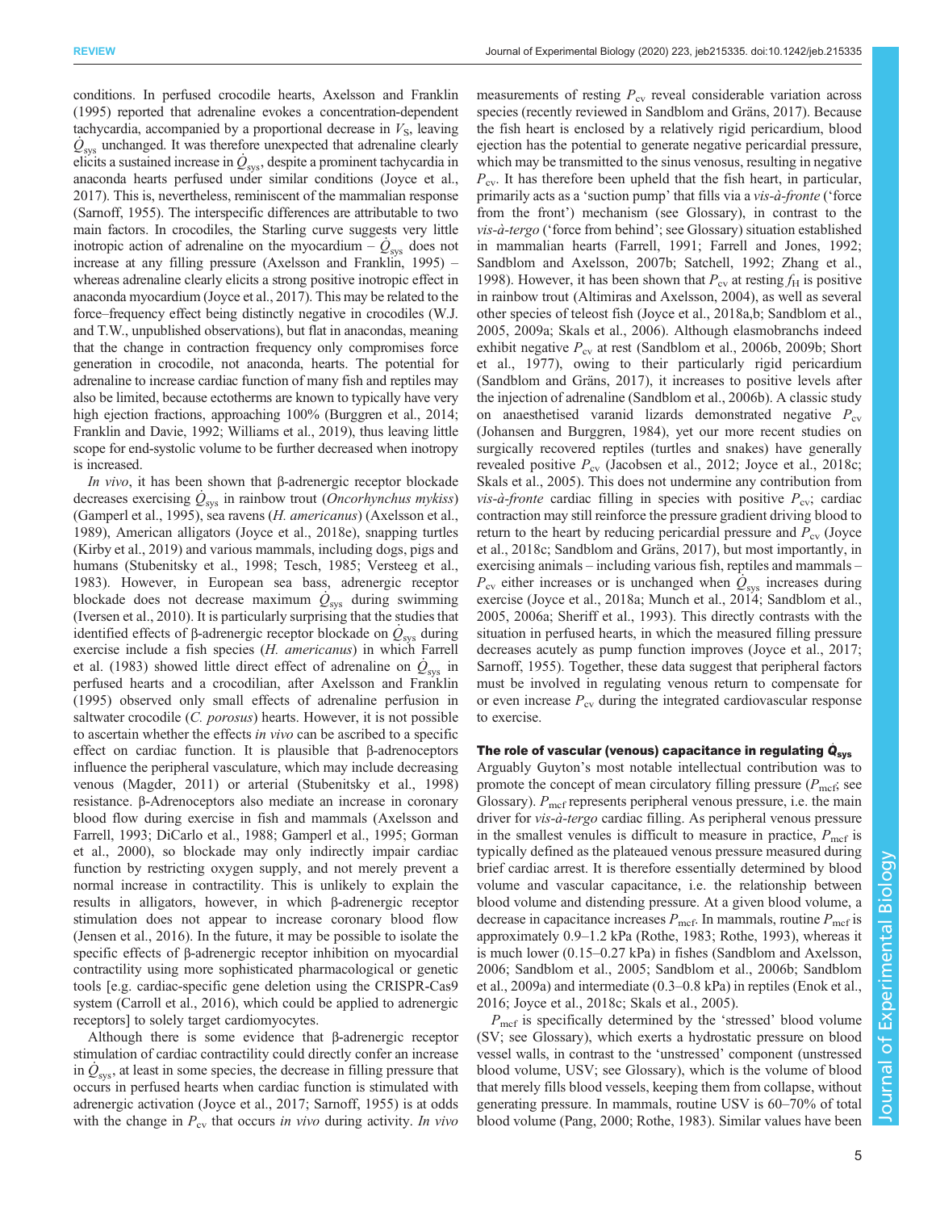conditions. In perfused crocodile hearts, Axelsson and Franklin (1995) reported that adrenaline evokes a concentration-dependent tachycardia, accompanied by a proportional decrease in $V_S$, leaving $\dot{Q}_{sys}$ unchanged. It was therefore unexpected that adrenaline clearly elicits a sustained increase in $\dot{Q}_{sys}$, despite a prominent tachycardia in anaconda hearts perfused under similar conditions (Joyce et al., 2017). This is, nevertheless, reminiscent of the mammalian response (Sarnoff, 1955). The interspecific differences are attributable to two main factors. In crocodiles, the Starling curve suggests very little inotropic action of adrenaline on the myocardium – $\dot{Q}_{sys}$ does not increase at any filling pressure (Axelsson and Franklin, 1995) – whereas adrenaline clearly elicits a strong positive inotropic effect in anaconda myocardium (Joyce et al., 2017). This may be related to the force–frequency effect being distinctly negative in crocodiles (W.J. and T.W., unpublished observations), but flat in anacondas, meaning that the change in contraction frequency only compromises force generation in crocodile, not anaconda, hearts. The potential for adrenaline to increase cardiac function of many fish and reptiles may also be limited, because ectotherms are known to typically have very high ejection fractions, approaching 100% (Burggren et al., 2014; Franklin and Davie, 1992; Williams et al., 2019), thus leaving little scope for end-systolic volume to be further decreased when inotropy is increased.

*In vivo*, it has been shown that β-adrenergic receptor blockade decreases exercising $\dot{Q}_{sys}$ in rainbow trout (*Oncorhynchus mykiss*) (Gamperl et al., 1995), sea ravens (*H. americanus*) (Axelsson et al., 1989), American alligators (Joyce et al., 2018e), snapping turtles (Kirby et al., 2019) and various mammals, including dogs, pigs and humans (Stubenitsky et al., 1998; Tesch, 1985; Versteeg et al., 1983). However, in European sea bass, adrenergic receptor blockade does not decrease maximum $\dot{Q}_{sys}$ during swimming (Iversen et al., 2010). It is particularly surprising that the studies that identified effects of β-adrenergic receptor blockade on $\dot{Q}_{sys}$ during exercise include a fish species (*H. americanus*) in which Farrell et al. (1983) showed little direct effect of adrenaline on $\dot{Q}_{sys}$ in perfused hearts and a crocodilian, after Axelsson and Franklin (1995) observed only small effects of adrenaline perfusion in saltwater crocodile (*C. porosus*) hearts. However, it is not possible to ascertain whether the effects *in vivo* can be ascribed to a specific effect on cardiac function. It is plausible that β-adrenoceptors influence the peripheral vasculature, which may include decreasing venous (Magder, 2011) or arterial (Stubenitsky et al., 1998) resistance. β-Adrenoceptors also mediate an increase in coronary blood flow during exercise in fish and mammals (Axelsson and Farrell, 1993; DiCarlo et al., 1988; Gamperl et al., 1995; Gorman et al., 2000), so blockade may only indirectly impair cardiac function by restricting oxygen supply, and not merely prevent a normal increase in contractility. This is unlikely to explain the results in alligators, however, in which β-adrenergic receptor stimulation does not appear to increase coronary blood flow (Jensen et al., 2016). In the future, it may be possible to isolate the specific effects of β-adrenergic receptor inhibition on myocardial contractility using more sophisticated pharmacological or genetic tools [e.g. cardiac-specific gene deletion using the CRISPR-Cas9 system (Carroll et al., 2016), which could be applied to adrenergic receptors] to solely target cardiomyocytes.

Although there is some evidence that β-adrenergic receptor stimulation of cardiac contractility could directly confer an increase in $\dot{Q}_{sys}$, at least in some species, the decrease in filling pressure that occurs in perfused hearts when cardiac function is stimulated with adrenergic activation (Joyce et al., 2017; Sarnoff, 1955) is at odds with the change in $P_{cv}$ that occurs *in vivo* during activity. *In vivo* measurements of resting $P_{cv}$ reveal considerable variation across species (recently reviewed in Sandblom and Gräns, 2017). Because the fish heart is enclosed by a relatively rigid pericardium, blood ejection has the potential to generate negative pericardial pressure, which may be transmitted to the sinus venosus, resulting in negative $P_{cv}$. It has therefore been upheld that the fish heart, in particular, primarily acts as a 'suction pump' that fills via a *vis-à-fronte* ('force from the front') mechanism (see Glossary), in contrast to the *vis-à-tergo* ('force from behind'; see Glossary) situation established in mammalian hearts (Farrell, 1991; Farrell and Jones, 1992; Sandblom and Axelsson, 2007b; Satchell, 1992; Zhang et al., 1998). However, it has been shown that $P_{cv}$ at resting $f_H$ is positive in rainbow trout (Altimiras and Axelsson, 2004), as well as several other species of teleost fish (Joyce et al., 2018a,b; Sandblom et al., 2005, 2009a; Skals et al., 2006). Although elasmobranchs indeed exhibit negative $P_{cv}$ at rest (Sandblom et al., 2006b, 2009b; Short et al., 1977), owing to their particularly rigid pericardium (Sandblom and Gräns, 2017), it increases to positive levels after the injection of adrenaline (Sandblom et al., 2006b). A classic study on anaesthetised varanid lizards demonstrated negative $P_{cv}$ (Johansen and Burggren, 1984), yet our more recent studies on surgically recovered reptiles (turtles and snakes) have generally revealed positive $P_{cv}$ (Jacobsen et al., 2012; Joyce et al., 2018c; Skals et al., 2005). This does not undermine any contribution from *vis-à-fronte* cardiac filling in species with positive $P_{cv}$; cardiac contraction may still reinforce the pressure gradient driving blood to return to the heart by reducing pericardial pressure and $P_{cv}$ (Joyce et al., 2018c; Sandblom and Gräns, 2017), but most importantly, in exercising animals – including various fish, reptiles and mammals – $P_{cv}$ either increases or is unchanged when $\dot{Q}_{sys}$ increases during exercise (Joyce et al., 2018a; Munch et al., 2014; Sandblom et al., 2005, 2006a; Sheriff et al., 1993). This directly contrasts with the situation in perfused hearts, in which the measured filling pressure decreases acutely as pump function improves (Joyce et al., 2017; Sarnoff, 1955). Together, these data suggest that peripheral factors must be involved in regulating venous return to compensate for or even increase $P_{cv}$ during the integrated cardiovascular response to exercise.

### The role of vascular (venous) capacitance in regulating $\dot{Q}_{sys}$

Arguably Guyton's most notable intellectual contribution was to promote the concept of mean circulatory filling pressure ($P_{mcf}$; see Glossary). $P_{mcf}$ represents peripheral venous pressure, i.e. the main driver for *vis-à-tergo* cardiac filling. As peripheral venous pressure in the smallest venules is difficult to measure in practice, $P_{mcf}$ is typically defined as the plateaued venous pressure measured during brief cardiac arrest. It is therefore essentially determined by blood volume and vascular capacitance, i.e. the relationship between blood volume and distending pressure. At a given blood volume, a decrease in capacitance increases $P_{mcf}$. In mammals, routine $P_{mcf}$ is approximately 0.9–1.2 kPa (Rothe, 1983; Rothe, 1993), whereas it is much lower (0.15–0.27 kPa) in fishes (Sandblom and Axelsson, 2006; Sandblom et al., 2005; Sandblom et al., 2006b; Sandblom et al., 2009a) and intermediate (0.3–0.8 kPa) in reptiles (Enok et al., 2016; Joyce et al., 2018c; Skals et al., 2005).

$P_{mcf}$ is specifically determined by the 'stressed' blood volume (SV; see Glossary), which exerts a hydrostatic pressure on blood vessel walls, in contrast to the 'unstressed' component (unstressed blood volume, USV; see Glossary), which is the volume of blood that merely fills blood vessels, keeping them from collapse, without generating pressure. In mammals, routine USV is 60–70% of total blood volume (Pang, 2000; Rothe, 1983). Similar values have been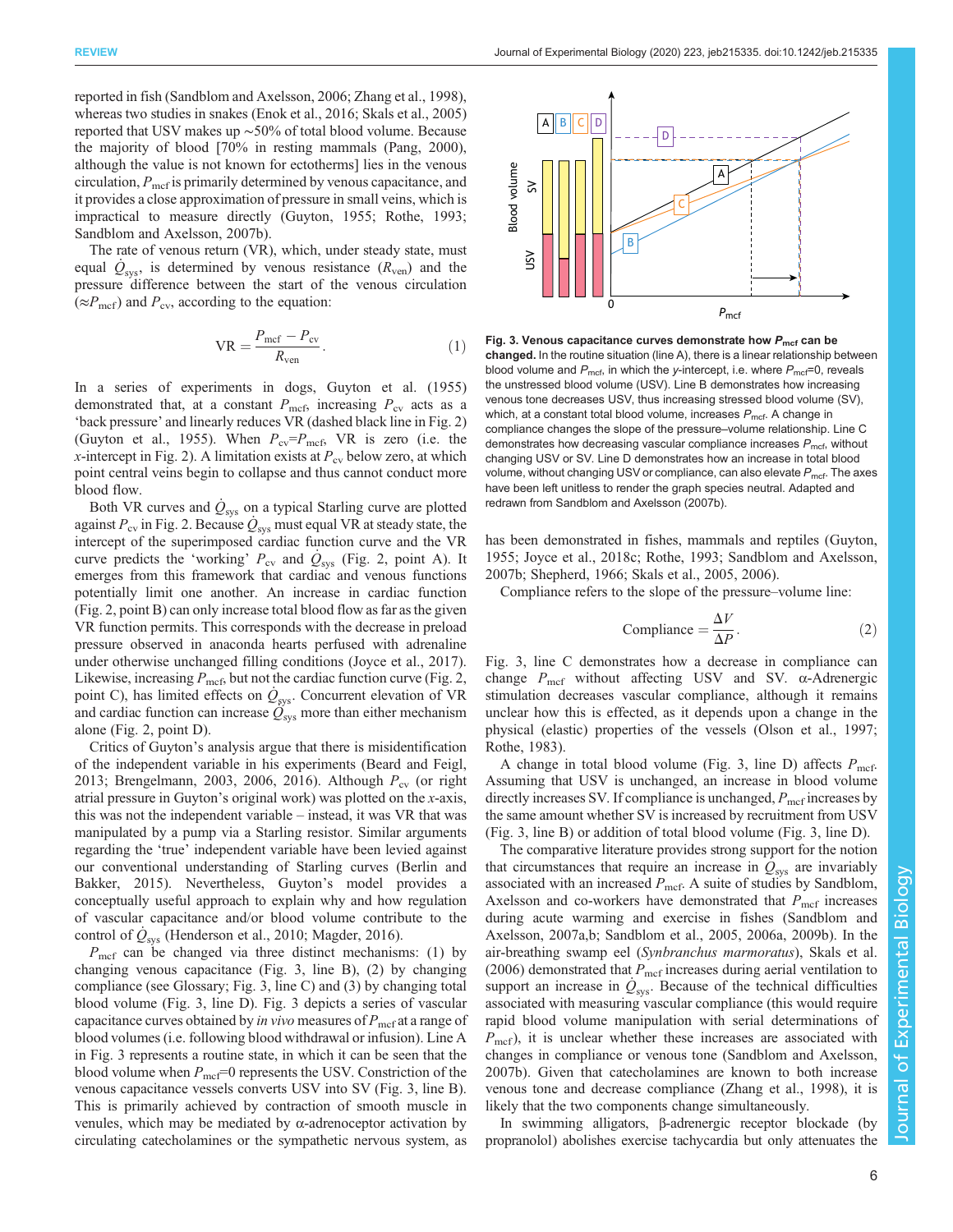reported in fish (Sandblom and Axelsson, 2006; Zhang et al., 1998), whereas two studies in snakes (Enok et al., 2016; Skals et al., 2005) reported that USV makes up ~50% of total blood volume. Because the majority of blood [70% in resting mammals (Pang, 2000), although the value is not known for ectotherms] lies in the venous circulation, $P_{mcf}$ is primarily determined by venous capacitance, and it provides a close approximation of pressure in small veins, which is impractical to measure directly (Guyton, 1955; Rothe, 1993; Sandblom and Axelsson, 2007b).

The rate of venous return (VR), which, under steady state, must equal $\dot{Q}_{sys}$, is determined by venous resistance ($R_{ven}$) and the pressure difference between the start of the venous circulation ($\approx P_{mcf}$) and $P_{cv}$, according to the equation:

$$\mathrm{VR} = \frac{P_{mcf} - P_{cv}}{R_{ven}}. \tag{1}$$

In a series of experiments in dogs, Guyton et al. (1955) demonstrated that, at a constant $P_{mcf}$, increasing $P_{cv}$ acts as a 'back pressure' and linearly reduces VR (dashed black line in Fig. 2) (Guyton et al., 1955). When $P_{cv}=P_{mcf}$, VR is zero (i.e. the $x$-intercept in Fig. 2). A limitation exists at $P_{cv}$ below zero, at which point central veins begin to collapse and thus cannot conduct more blood flow.

Both VR curves and $\dot{Q}_{sys}$ on a typical Starling curve are plotted against $P_{cv}$ in Fig. 2. Because $\dot{Q}_{sys}$ must equal VR at steady state, the intercept of the superimposed cardiac function curve and the VR curve predicts the 'working' $P_{cv}$ and $\dot{Q}_{sys}$ (Fig. 2, point A). It emerges from this framework that cardiac and venous functions potentially limit one another. An increase in cardiac function (Fig. 2, point B) can only increase total blood flow as far as the given VR function permits. This corresponds with the decrease in preload pressure observed in anaconda hearts perfused with adrenaline under otherwise unchanged filling conditions (Joyce et al., 2017). Likewise, increasing $P_{mcf}$, but not the cardiac function curve (Fig. 2, point C), has limited effects on $\dot{Q}_{sys}$. Concurrent elevation of VR and cardiac function can increase $\dot{Q}_{sys}$ more than either mechanism alone (Fig. 2, point D).

Critics of Guyton's analysis argue that there is misidentification of the independent variable in his experiments (Beard and Feigl, 2013; Brengelmann, 2003, 2006, 2016). Although $P_{cv}$ (or right atrial pressure in Guyton's original work) was plotted on the $x$-axis, this was not the independent variable – instead, it was VR that was manipulated by a pump via a Starling resistor. Similar arguments regarding the 'true' independent variable have been levied against our conventional understanding of Starling curves (Berlin and Bakker, 2015). Nevertheless, Guyton's model provides a conceptually useful approach to explain why and how regulation of vascular capacitance and/or blood volume contribute to the control of $\dot{Q}_{sys}$ (Henderson et al., 2010; Magder, 2016).

$P_{mcf}$ can be changed via three distinct mechanisms: (1) by changing venous capacitance (Fig. 3, line B), (2) by changing compliance (see Glossary; Fig. 3, line C) and (3) by changing total blood volume (Fig. 3, line D). Fig. 3 depicts a series of vascular capacitance curves obtained by *in vivo* measures of $P_{mcf}$ at a range of blood volumes (i.e. following blood withdrawal or infusion). Line A in Fig. 3 represents a routine state, in which it can be seen that the blood volume when $P_{mcf}=0$ represents the USV. Constriction of the venous capacitance vessels converts USV into SV (Fig. 3, line B). This is primarily achieved by contraction of smooth muscle in venules, which may be mediated by α-adrenoceptor activation by circulating catecholamines or the sympathetic nervous system, as has been demonstrated in fishes, mammals and reptiles (Guyton, 1955; Joyce et al., 2018c; Rothe, 1993; Sandblom and Axelsson, 2007b; Shepherd, 1966; Skals et al., 2005, 2006).

**Fig. 3. Venous capacitance curves demonstrate how $P_{mcf}$ can be changed.** In the routine situation (line A), there is a linear relationship between blood volume and $P_{mcf}$, in which the $y$-intercept, i.e. where $P_{mcf}$=0, reveals the unstressed blood volume (USV). Line B demonstrates how increasing venous tone decreases USV, thus increasing stressed blood volume (SV), which, at a constant total blood volume, increases $P_{mcf}$. A change in compliance changes the slope of the pressure–volume relationship. Line C demonstrates how decreasing vascular compliance increases $P_{mcf}$, without changing USV or SV. Line D demonstrates how an increase in total blood volume, without changing USV or compliance, can also elevate $P_{mcf}$. The axes have been left unitless to render the graph species neutral. Adapted and redrawn from Sandblom and Axelsson (2007b).

Compliance refers to the slope of the pressure–volume line:

$$\mathrm{Compliance} = \frac{\Delta V}{\Delta P}. \tag{2}$$

Fig. 3, line C demonstrates how a decrease in compliance can change $P_{mcf}$ without affecting USV and SV. α-Adrenergic stimulation decreases vascular compliance, although it remains unclear how this is effected, as it depends upon a change in the physical (elastic) properties of the vessels (Olson et al., 1997; Rothe, 1983).

A change in total blood volume (Fig. 3, line D) affects $P_{mcf}$. Assuming that USV is unchanged, an increase in blood volume directly increases SV. If compliance is unchanged, $P_{mcf}$ increases by the same amount whether SV is increased by recruitment from USV (Fig. 3, line B) or addition of total blood volume (Fig. 3, line D).

The comparative literature provides strong support for the notion that circumstances that require an increase in $\dot{Q}_{sys}$ are invariably associated with an increased $P_{mcf}$. A suite of studies by Sandblom, Axelsson and co-workers have demonstrated that $P_{mcf}$ increases during acute warming and exercise in fishes (Sandblom and Axelsson, 2007a,b; Sandblom et al., 2005, 2006a, 2009b). In the air-breathing swamp eel (*Synbranchus marmoratus*), Skals et al. (2006) demonstrated that $P_{mcf}$ increases during aerial ventilation to support an increase in $\dot{Q}_{sys}$. Because of the technical difficulties associated with measuring vascular compliance (this would require rapid blood volume manipulation with serial determinations of $P_{mcf}$), it is unclear whether these increases are associated with changes in compliance or venous tone (Sandblom and Axelsson, 2007b). Given that catecholamines are known to both increase venous tone and decrease compliance (Zhang et al., 1998), it is likely that the two components change simultaneously.

In swimming alligators, β-adrenergic receptor blockade (by propranolol) abolishes exercise tachycardia but only attenuates the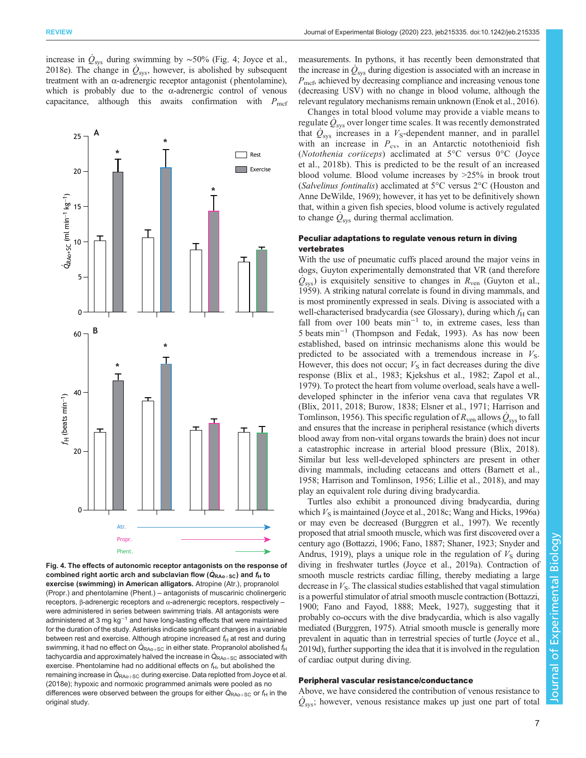increase in $\dot{Q}_{sys}$ during swimming by ~50% (Fig. 4; Joyce et al., 2018e). The change in $\dot{Q}_{sys}$, however, is abolished by subsequent treatment with an α-adrenergic receptor antagonist (phentolamine), which is probably due to the α-adrenergic control of venous capacitance, although this awaits confirmation with $P_{mcf}$

**Fig. 4. The effects of autonomic receptor antagonists on the response of combined right aortic arch and subclavian flow ($\dot{Q}_{RAo+SC}$) and $f_H$ to exercise (swimming) in American alligators.** Atropine (Atr.), propranolol (Propr.) and phentolamine (Phent.) – antagonists of muscarinic cholinergic receptors, β-adrenergic receptors and α-adrenergic receptors, respectively – were administered in series between swimming trials. All antagonists were administered at 3 mg kg$^{-1}$ and have long-lasting effects that were maintained for the duration of the study. Asterisks indicate significant changes in a variable between rest and exercise. Although atropine increased $f_H$ at rest and during swimming, it had no effect on $\dot{Q}_{RAo+SC}$ in either state. Propranolol abolished $f_H$ tachycardia and approximately halved the increase in $\dot{Q}_{RAo+SC}$ associated with exercise. Phentolamine had no additional effects on $f_H$, but abolished the remaining increase in $\dot{Q}_{RAo+SC}$ during exercise. Data replotted from Joyce et al. (2018e); hypoxic and normoxic programmed animals were pooled as no differences were observed between the groups for either $\dot{Q}_{RAo+SC}$ or $f_H$ in the original study.

measurements. In pythons, it has recently been demonstrated that the increase in $\dot{Q}_{sys}$ during digestion is associated with an increase in $P_{mcf}$, achieved by decreasing compliance and increasing venous tone (decreasing USV) with no change in blood volume, although the relevant regulatory mechanisms remain unknown (Enok et al., 2016).

Changes in total blood volume may provide a viable means to regulate $\dot{Q}_{sys}$ over longer time scales. It was recently demonstrated that $\dot{Q}_{sys}$ increases in a $V_S$-dependent manner, and in parallel with an increase in $P_{cv}$, in an Antarctic notothenioid fish (*Notothenia coriiceps*) acclimated at 5°C versus 0°C (Joyce et al., 2018b). This is predicted to be the result of an increased blood volume. Blood volume increases by >25% in brook trout (*Salvelinus fontinalis*) acclimated at 5°C versus 2°C (Houston and Anne DeWilde, 1969); however, it has yet to be definitively shown that, within a given fish species, blood volume is actively regulated to change $\dot{Q}_{sys}$ during thermal acclimation.

### Peculiar adaptations to regulate venous return in diving vertebrates

With the use of pneumatic cuffs placed around the major veins in dogs, Guyton experimentally demonstrated that VR (and therefore $\dot{Q}_{sys}$) is exquisitely sensitive to changes in $R_{ven}$ (Guyton et al., 1959). A striking natural correlate is found in diving mammals, and is most prominently expressed in seals. Diving is associated with a well-characterised bradycardia (see Glossary), during which $f_H$ can fall from over 100 beats min$^{-1}$ to, in extreme cases, less than 5 beats min$^{-1}$ (Thompson and Fedak, 1993). As has now been established, based on intrinsic mechanisms alone this would be predicted to be associated with a tremendous increase in $V_S$. However, this does not occur; $V_S$ in fact decreases during the dive response (Blix et al., 1983; Kjekshus et al., 1982; Zapol et al., 1979). To protect the heart from volume overload, seals have a well-developed sphincter in the inferior vena cava that regulates VR (Blix, 2011, 2018; Burow, 1838; Elsner et al., 1971; Harrison and Tomlinson, 1956). This specific regulation of $R_{ven}$ allows $\dot{Q}_{sys}$ to fall and ensures that the increase in peripheral resistance (which diverts blood away from non-vital organs towards the brain) does not incur a catastrophic increase in arterial blood pressure (Blix, 2018). Similar but less well-developed sphincters are present in other diving mammals, including cetaceans and otters (Barnett et al., 1958; Harrison and Tomlinson, 1956; Lillie et al., 2018), and may play an equivalent role during diving bradycardia.

Turtles also exhibit a pronounced diving bradycardia, during which $V_S$ is maintained (Joyce et al., 2018c; Wang and Hicks, 1996a) or may even be decreased (Burggren et al., 1997). We recently proposed that atrial smooth muscle, which was first discovered over a century ago (Bottazzi, 1906; Fano, 1887; Shaner, 1923; Snyder and Andrus, 1919), plays a unique role in the regulation of $V_S$ during diving in freshwater turtles (Joyce et al., 2019a). Contraction of smooth muscle restricts cardiac filling, thereby mediating a large decrease in $V_S$. The classical studies established that vagal stimulation is a powerful stimulator of atrial smooth muscle contraction (Bottazzi, 1900; Fano and Fayod, 1888; Meek, 1927), suggesting that it probably co-occurs with the dive bradycardia, which is also vagally mediated (Burggren, 1975). Atrial smooth muscle is generally more prevalent in aquatic than in terrestrial species of turtle (Joyce et al., 2019d), further supporting the idea that it is involved in the regulation of cardiac output during diving.

### Peripheral vascular resistance/conductance

Above, we have considered the contribution of venous resistance to $\dot{Q}_{sys}$; however, venous resistance makes up just one part of total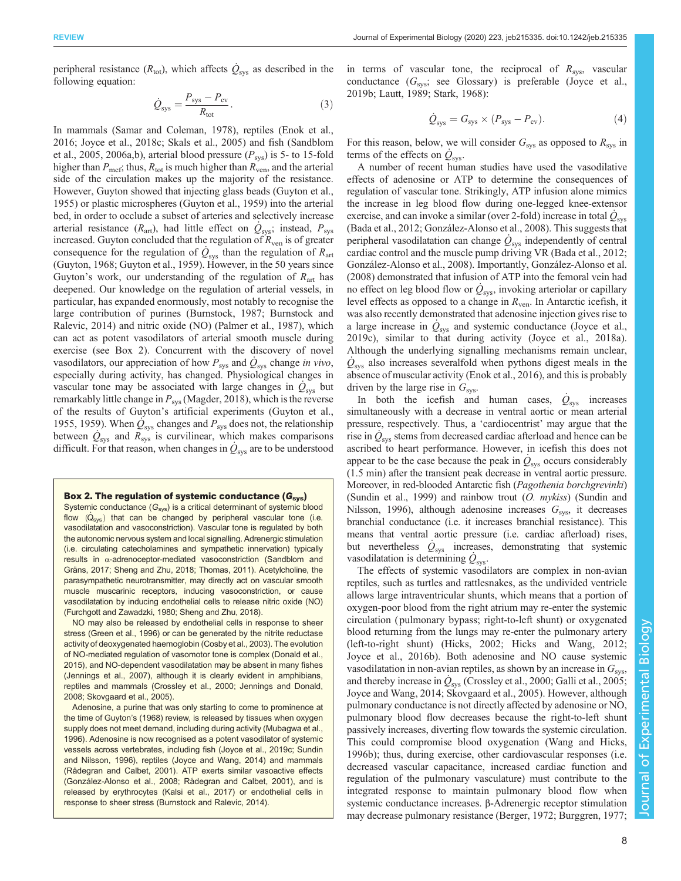peripheral resistance ($R_{tot}$), which affects $\dot{Q}_{sys}$ as described in the following equation:

$$\dot{Q}_{sys} = \frac{P_{sys} - P_{cv}}{R_{tot}}. \quad (3)$$

In mammals (Samar and Coleman, 1978), reptiles (Enok et al., 2016; Joyce et al., 2018c; Skals et al., 2005) and fish (Sandblom et al., 2005, 2006a,b), arterial blood pressure ($P_{sys}$) is 5- to 15-fold higher than $P_{mcf}$; thus, $R_{tot}$ is much higher than $R_{ven}$, and the arterial side of the circulation makes up the majority of the resistance. However, Guyton showed that injecting glass beads (Guyton et al., 1955) or plastic microspheres (Guyton et al., 1959) into the arterial bed, in order to occlude a subset of arteries and selectively increase arterial resistance ($R_{art}$), had little effect on $\dot{Q}_{sys}$; instead, $P_{sys}$ increased. Guyton concluded that the regulation of $R_{ven}$ is of greater consequence for the regulation of $\dot{Q}_{sys}$ than the regulation of $R_{art}$ (Guyton, 1968; Guyton et al., 1959). However, in the 50 years since Guyton's work, our understanding of the regulation of $R_{art}$ has deepened. Our knowledge on the regulation of arterial vessels, in particular, has expanded enormously, most notably to recognise the large contribution of purines (Burnstock, 1987; Burnstock and Ralevic, 2014) and nitric oxide (NO) (Palmer et al., 1987), which can act as potent vasodilators of arterial smooth muscle during exercise (see Box 2). Concurrent with the discovery of novel vasodilators, our appreciation of how $P_{sys}$ and $\dot{Q}_{sys}$ change *in vivo*, especially during activity, has changed. Physiological changes in vascular tone may be associated with large changes in $\dot{Q}_{sys}$ but remarkably little change in $P_{sys}$ (Magder, 2018), which is the reverse of the results of Guyton's artificial experiments (Guyton et al., 1955, 1959). When $\dot{Q}_{sys}$ changes and $P_{sys}$ does not, the relationship between $\dot{Q}_{sys}$ and $R_{sys}$ is curvilinear, which makes comparisons difficult. For that reason, when changes in $\dot{Q}_{sys}$ are to be understood in terms of vascular tone, the reciprocal of $R_{sys}$, vascular conductance ($G_{sys}$; see Glossary) is preferable (Joyce et al., 2019b; Lautt, 1989; Stark, 1968):

$$\dot{Q}_{sys} = G_{sys} \times (P_{sys} - P_{cv}). \quad (4)$$

For this reason, below, we will consider $G_{sys}$ as opposed to $R_{sys}$ in terms of the effects on $\dot{Q}_{sys}$.

A number of recent human studies have used the vasodilative effects of adenosine or ATP to determine the consequences of regulation of vascular tone. Strikingly, ATP infusion alone mimics the increase in leg blood flow during one-legged knee-extensor exercise, and can invoke a similar (over 2-fold) increase in total $\dot{Q}_{sys}$ (Bada et al., 2012; González-Alonso et al., 2008). This suggests that peripheral vasodilatation can change $\dot{Q}_{sys}$ independently of central cardiac control and the muscle pump driving VR (Bada et al., 2012; González-Alonso et al., 2008). Importantly, González-Alonso et al. (2008) demonstrated that infusion of ATP into the femoral vein had no effect on leg blood flow or $\dot{Q}_{sys}$, invoking arteriolar or capillary level effects as opposed to a change in $R_{ven}$. In Antarctic icefish, it was also recently demonstrated that adenosine injection gives rise to a large increase in $\dot{Q}_{sys}$ and systemic conductance (Joyce et al., 2019c), similar to that during activity (Joyce et al., 2018a). Although the underlying signalling mechanisms remain unclear, $\dot{Q}_{sys}$ also increases severalfold when pythons digest meals in the absence of muscular activity (Enok et al., 2016), and this is probably driven by the large rise in $G_{sys}$.

In both the icefish and human cases, $\dot{Q}_{sys}$ increases simultaneously with a decrease in ventral aortic or mean arterial pressure, respectively. Thus, a 'cardiocentrist' may argue that the rise in $\dot{Q}_{sys}$ stems from decreased cardiac afterload and hence can be ascribed to heart performance. However, in icefish this does not appear to be the case because the peak in $\dot{Q}_{sys}$ occurs considerably (1.5 min) after the transient peak decrease in ventral aortic pressure. Moreover, in red-blooded Antarctic fish (*Pagothenia borchgrevinki*) (Sundin et al., 1999) and rainbow trout (*O. mykiss*) (Sundin and Nilsson, 1996), although adenosine increases $G_{sys}$, it decreases branchial conductance (i.e. it increases branchial resistance). This means that ventral aortic pressure (i.e. cardiac afterload) rises, but nevertheless $\dot{Q}_{sys}$ increases, demonstrating that systemic vasodilatation is determining $\dot{Q}_{sys}$.

The effects of systemic vasodilators are complex in non-avian reptiles, such as turtles and rattlesnakes, as the undivided ventricle allows large intraventricular shunts, which means that a portion of oxygen-poor blood from the right atrium may re-enter the systemic circulation (pulmonary bypass; right-to-left shunt) or oxygenated blood returning from the lungs may re-enter the pulmonary artery (left-to-right shunt) (Hicks, 2002; Hicks and Wang, 2012; Joyce et al., 2016b). Both adenosine and NO cause systemic vasodilatation in non-avian reptiles, as shown by an increase in $G_{sys}$, and thereby increase in $\dot{Q}_{sys}$ (Crossley et al., 2000; Galli et al., 2005; Joyce and Wang, 2014; Skovgaard et al., 2005). However, although pulmonary conductance is not directly affected by adenosine or NO, pulmonary blood flow decreases because the right-to-left shunt passively increases, diverting flow towards the systemic circulation. This could compromise blood oxygenation (Wang and Hicks, 1996b); thus, during exercise, other cardiovascular responses (i.e. decreased vascular capacitance, increased cardiac function and regulation of the pulmonary vasculature) must contribute to the integrated response to maintain pulmonary blood flow when systemic conductance increases. β-Adrenergic receptor stimulation may decrease pulmonary resistance (Berger, 1972; Burggren, 1977;

> **Box 2. The regulation of systemic conductance ($G_{sys}$)**
>
> Systemic conductance ($G_{sys}$) is a critical determinant of systemic blood flow ($\dot{Q}_{sys}$) that can be changed by peripheral vascular tone (i.e. vasodilatation and vasoconstriction). Vascular tone is regulated by both the autonomic nervous system and local signalling. Adrenergic stimulation (i.e. circulating catecholamines and sympathetic innervation) typically results in α-adrenoceptor-mediated vasoconstriction (Sandblom and Gräns, 2017; Sheng and Zhu, 2018; Thomas, 2011). Acetylcholine, the parasympathetic neurotransmitter, may directly act on vascular smooth muscle muscarinic receptors, inducing vasoconstriction, or cause vasodilatation by inducing endothelial cells to release nitric oxide (NO) (Furchgott and Zawadzki, 1980; Sheng and Zhu, 2018).
>
> NO may also be released by endothelial cells in response to sheer stress (Green et al., 1996) or can be generated by the nitrite reductase activity of deoxygenated haemoglobin (Cosby et al., 2003). The evolution of NO-mediated regulation of vasomotor tone is complex (Donald et al., 2015), and NO-dependent vasodilatation may be absent in many fishes (Jennings et al., 2007), although it is clearly evident in amphibians, reptiles and mammals (Crossley et al., 2000; Jennings and Donald, 2008; Skovgaard et al., 2005).
>
> Adenosine, a purine that was only starting to come to prominence at the time of Guyton's (1968) review, is released by tissues when oxygen supply does not meet demand, including during activity (Mubagwa et al., 1996). Adenosine is now recognised as a potent vasodilator of systemic vessels across vertebrates, including fish (Joyce et al., 2019c; Sundin and Nilsson, 1996), reptiles (Joyce and Wang, 2014) and mammals (Rådegran and Calbet, 2001). ATP exerts similar vasoactive effects (González-Alonso et al., 2008; Rådegran and Calbet, 2001), and is released by erythrocytes (Kalsi et al., 2017) or endothelial cells in response to sheer stress (Burnstock and Ralevic, 2014).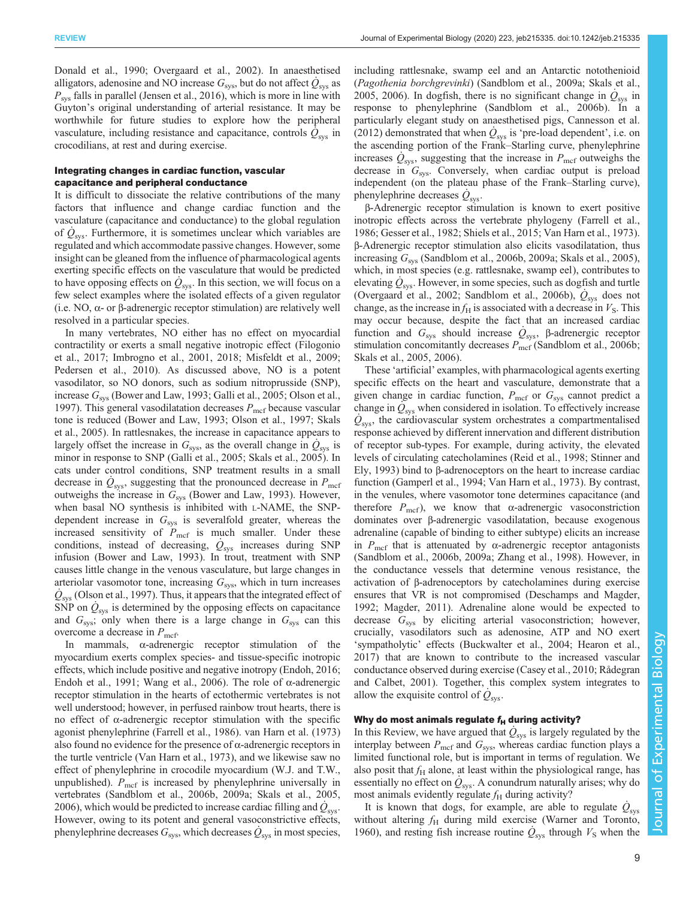Donald et al., 1990; Overgaard et al., 2002). In anaesthetised alligators, adenosine and NO increase $G_{sys}$, but do not affect $\dot{Q}_{sys}$ as $P_{sys}$ falls in parallel (Jensen et al., 2016), which is more in line with Guyton's original understanding of arterial resistance. It may be worthwhile for future studies to explore how the peripheral vasculature, including resistance and capacitance, controls $\dot{Q}_{sys}$ in crocodilians, at rest and during exercise.

### Integrating changes in cardiac function, vascular capacitance and peripheral conductance

It is difficult to dissociate the relative contributions of the many factors that influence and change cardiac function and the vasculature (capacitance and conductance) to the global regulation of $\dot{Q}_{sys}$. Furthermore, it is sometimes unclear which variables are regulated and which accommodate passive changes. However, some insight can be gleaned from the influence of pharmacological agents exerting specific effects on the vasculature that would be predicted to have opposing effects on $\dot{Q}_{sys}$. In this section, we will focus on a few select examples where the isolated effects of a given regulator (i.e. NO, α- or β-adrenergic receptor stimulation) are relatively well resolved in a particular species.

In many vertebrates, NO either has no effect on myocardial contractility or exerts a small negative inotropic effect (Filogonio et al., 2017; Imbrogno et al., 2001, 2018; Misfeldt et al., 2009; Pedersen et al., 2010). As discussed above, NO is a potent vasodilator, so NO donors, such as sodium nitroprusside (SNP), increase $G_{sys}$ (Bower and Law, 1993; Galli et al., 2005; Olson et al., 1997). This general vasodilatation decreases $P_{mcf}$ because vascular tone is reduced (Bower and Law, 1993; Olson et al., 1997; Skals et al., 2005). In rattlesnakes, the increase in capacitance appears to largely offset the increase in $G_{sys}$, as the overall change in $\dot{Q}_{sys}$ is minor in response to SNP (Galli et al., 2005; Skals et al., 2005). In cats under control conditions, SNP treatment results in a small decrease in $\dot{Q}_{sys}$, suggesting that the pronounced decrease in $P_{mcf}$ outweighs the increase in $G_{sys}$ (Bower and Law, 1993). However, when basal NO synthesis is inhibited with L-NAME, the SNP-dependent increase in $G_{sys}$ is severalfold greater, whereas the increased sensitivity of $P_{mcf}$ is much smaller. Under these conditions, instead of decreasing, $\dot{Q}_{sys}$ increases during SNP infusion (Bower and Law, 1993). In trout, treatment with SNP causes little change in the venous vasculature, but large changes in arteriolar vasomotor tone, increasing $G_{sys}$, which in turn increases $\dot{Q}_{sys}$ (Olson et al., 1997). Thus, it appears that the integrated effect of SNP on $\dot{Q}_{sys}$ is determined by the opposing effects on capacitance and $G_{sys}$; only when there is a large change in $G_{sys}$ can this overcome a decrease in $P_{mcf}$.

In mammals, α-adrenergic receptor stimulation of the myocardium exerts complex species- and tissue-specific inotropic effects, which include positive and negative inotropy (Endoh, 2016; Endoh et al., 1991; Wang et al., 2006). The role of α-adrenergic receptor stimulation in the hearts of ectothermic vertebrates is not well understood; however, in perfused rainbow trout hearts, there is no effect of α-adrenergic receptor stimulation with the specific agonist phenylephrine (Farrell et al., 1986). van Harn et al. (1973) also found no evidence for the presence of α-adrenergic receptors in the turtle ventricle (Van Harn et al., 1973), and we likewise saw no effect of phenylephrine in crocodile myocardium (W.J. and T.W., unpublished). $P_{mcf}$ is increased by phenylephrine universally in vertebrates (Sandblom et al., 2006b, 2009a; Skals et al., 2005, 2006), which would be predicted to increase cardiac filling and $\dot{Q}_{sys}$. However, owing to its potent and general vasoconstrictive effects, phenylephrine decreases $G_{sys}$, which decreases $\dot{Q}_{sys}$ in most species, including rattlesnake, swamp eel and an Antarctic notothenioid (*Pagothenia borchgrevinki*) (Sandblom et al., 2009a; Skals et al., 2005, 2006). In dogfish, there is no significant change in $\dot{Q}_{sys}$ in response to phenylephrine (Sandblom et al., 2006b). In a particularly elegant study on anaesthetised pigs, Cannesson et al. (2012) demonstrated that when $\dot{Q}_{sys}$ is 'pre-load dependent', i.e. on the ascending portion of the Frank–Starling curve, phenylephrine increases $\dot{Q}_{sys}$, suggesting that the increase in $P_{mcf}$ outweighs the decrease in $G_{sys}$. Conversely, when cardiac output is preload independent (on the plateau phase of the Frank–Starling curve), phenylephrine decreases $\dot{Q}_{sys}$.

β-Adrenergic receptor stimulation is known to exert positive inotropic effects across the vertebrate phylogeny (Farrell et al., 1986; Gesser et al., 1982; Shiels et al., 2015; Van Harn et al., 1973). β-Adrenergic receptor stimulation also elicits vasodilatation, thus increasing $G_{sys}$ (Sandblom et al., 2006b, 2009a; Skals et al., 2005), which, in most species (e.g. rattlesnake, swamp eel), contributes to elevating $\dot{Q}_{sys}$. However, in some species, such as dogfish and turtle (Overgaard et al., 2002; Sandblom et al., 2006b), $\dot{Q}_{sys}$ does not change, as the increase in $f_H$ is associated with a decrease in $V_S$. This may occur because, despite the fact that an increased cardiac function and $G_{sys}$ should increase $\dot{Q}_{sys}$, β-adrenergic receptor stimulation concomitantly decreases $P_{mcf}$ (Sandblom et al., 2006b; Skals et al., 2005, 2006).

These 'artificial' examples, with pharmacological agents exerting specific effects on the heart and vasculature, demonstrate that a given change in cardiac function, $P_{mcf}$ or $G_{sys}$ cannot predict a change in $\dot{Q}_{sys}$ when considered in isolation. To effectively increase $\dot{Q}_{sys}$, the cardiovascular system orchestrates a compartmentalised response achieved by different innervation and different distribution of receptor sub-types. For example, during activity, the elevated levels of circulating catecholamines (Reid et al., 1998; Stinner and Ely, 1993) bind to β-adrenoceptors on the heart to increase cardiac function (Gamperl et al., 1994; Van Harn et al., 1973). By contrast, in the venules, where vasomotor tone determines capacitance (and therefore $P_{mcf}$), we know that α-adrenergic vasoconstriction dominates over β-adrenergic vasodilatation, because exogenous adrenaline (capable of binding to either subtype) elicits an increase in $P_{mcf}$ that is attenuated by α-adrenergic receptor antagonists (Sandblom et al., 2006b, 2009a; Zhang et al., 1998). However, in the conductance vessels that determine venous resistance, the activation of β-adrenoceptors by catecholamines during exercise ensures that VR is not compromised (Deschamps and Magder, 1992; Magder, 2011). Adrenaline alone would be expected to decrease $G_{sys}$ by eliciting arterial vasoconstriction; however, crucially, vasodilators such as adenosine, ATP and NO exert 'sympatholytic' effects (Buckwalter et al., 2004; Hearon et al., 2017) that are known to contribute to the increased vascular conductance observed during exercise (Casey et al., 2010; Rådegran and Calbet, 2001). Together, this complex system integrates to allow the exquisite control of $\dot{Q}_{sys}$.

### Why do most animals regulate $f_H$ during activity?

In this Review, we have argued that $\dot{Q}_{sys}$ is largely regulated by the interplay between $P_{mcf}$ and $G_{sys}$, whereas cardiac function plays a limited functional role, but is important in terms of regulation. We also posit that $f_H$ alone, at least within the physiological range, has essentially no effect on $\dot{Q}_{sys}$. A conundrum naturally arises; why do most animals evidently regulate $f_H$ during activity?

It is known that dogs, for example, are able to regulate $\dot{Q}_{sys}$ without altering $f_H$ during mild exercise (Warner and Toronto, 1960), and resting fish increase routine $\dot{Q}_{sys}$ through $V_S$ when the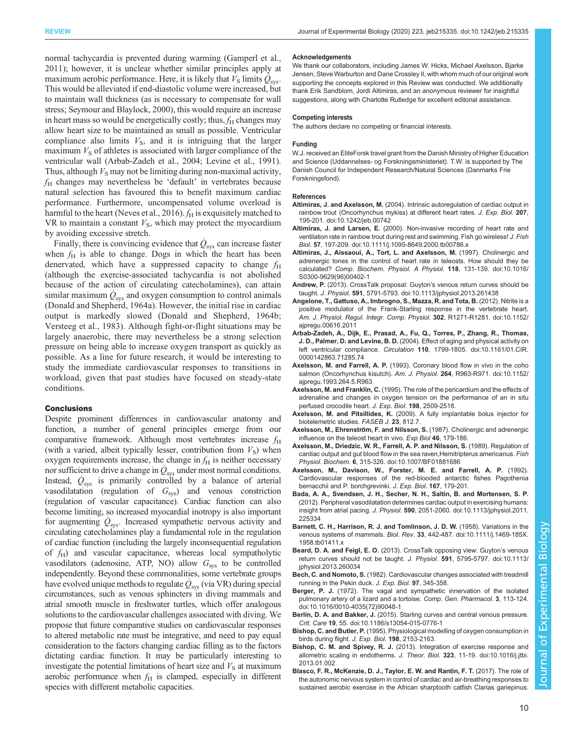normal tachycardia is prevented during warming (Gamperl et al., 2011); however, it is unclear whether similar principles apply at maximum aerobic performance. Here, it is likely that $V_S$ limits $\dot{Q}_{sys}$. This would be alleviated if end-diastolic volume were increased, but to maintain wall thickness (as is necessary to compensate for wall stress; Seymour and Blaylock, 2000), this would require an increase in heart mass so would be energetically costly; thus, $f_H$ changes may allow heart size to be maintained as small as possible. Ventricular compliance also limits $V_S$, and it is intriguing that the larger maximum $V_S$ of athletes is associated with larger compliance of the ventricular wall (Arbab-Zadeh et al., 2004; Levine et al., 1991). Thus, although $V_S$ may not be limiting during non-maximal activity, $f_H$ changes may nevertheless be 'default' in vertebrates because natural selection has favoured this to benefit maximum cardiac performance. Furthermore, uncompensated volume overload is harmful to the heart (Neves et al., 2016). $f_H$ is exquisitely matched to VR to maintain a constant $V_S$, which may protect the myocardium by avoiding excessive stretch.

Finally, there is convincing evidence that $\dot{Q}_{sys}$ can increase faster when $f_H$ is able to change. Dogs in which the heart has been denervated, which have a suppressed capacity to change $f_H$ (although the exercise-associated tachycardia is not abolished because of the action of circulating catecholamines), can attain similar maximum $\dot{Q}_{sys}$ and oxygen consumption to control animals (Donald and Shepherd, 1964a). However, the initial rise in cardiac output is markedly slowed (Donald and Shepherd, 1964b; Versteeg et al., 1983). Although fight-or-flight situations may be largely anaerobic, there may nevertheless be a strong selection pressure on being able to increase oxygen transport as quickly as possible. As a line for future research, it would be interesting to study the immediate cardiovascular responses to transitions in workload, given that past studies have focused on steady-state conditions.

## Conclusions

Despite prominent differences in cardiovascular anatomy and function, a number of general principles emerge from our comparative framework. Although most vertebrates increase $f_H$ (with a varied, albeit typically lesser, contribution from $V_S$) when oxygen requirements increase, the change in $f_H$ is neither necessary nor sufficient to drive a change in $\dot{Q}_{sys}$ under most normal conditions. Instead, $\dot{Q}_{sys}$ is primarily controlled by a balance of arterial vasodilatation (regulation of $G_{sys}$) and venous constriction (regulation of vascular capacitance). Cardiac function can also become limiting, so increased myocardial inotropy is also important for augmenting $\dot{Q}_{sys}$. Increased sympathetic nervous activity and circulating catecholamines play a fundamental role in the regulation of cardiac function (including the largely inconsequential regulation of $f_H$) and vascular capacitance, whereas local sympatholytic vasodilators (adenosine, ATP, NO) allow $G_{sys}$ to be controlled independently. Beyond these commonalities, some vertebrate groups have evolved unique methods to regulate $\dot{Q}_{sys}$ (via VR) during special circumstances, such as venous sphincters in diving mammals and atrial smooth muscle in freshwater turtles, which offer analogous solutions to the cardiovascular challenges associated with diving. We propose that future comparative studies on cardiovascular responses to altered metabolic rate must be integrative, and need to pay equal consideration to the factors changing cardiac filling as to the factors dictating cardiac function. It may be particularly interesting to investigate the potential limitations of heart size and $V_S$ at maximum aerobic performance when $f_H$ is clamped, especially in different species with different metabolic capacities.

#### Acknowledgements

We thank our collaborators, including James W. Hicks, Michael Axelsson, Bjarke Jensen, Steve Warburton and Dane Crossley II, with whom much of our original work supporting the concepts explored in this Review was conducted. We additionally thank Erik Sandblom, Jordi Altimiras, and an anonymous reviewer for insightful suggestions, along with Charlotte Rutledge for excellent editorial assistance.

#### Competing interests

The authors declare no competing or financial interests.

#### Funding

W.J. received an EliteForsk travel grant from the Danish Ministry of Higher Education and Science (Uddannelses- og Forskningsministeriet). T.W. is supported by The Danish Council for Independent Research/Natural Sciences (Danmarks Frie Forskningsfond).

#### References

**Altimiras, J. and Axelsson, M.** (2004). Intrinsic autoregulation of cardiac output in rainbow trout (Oncorhynchus mykiss) at different heart rates. *J. Exp. Biol.* **207**, 195-201. doi:10.1242/jeb.00742

**Altimiras, J. and Larsen, E.** (2000). Non-invasive recording of heart rate and ventilation rate in rainbow trout during rest and swimming. Fish go wireless! *J. Fish Biol.* **57**, 197-209. doi:10.1111/j.1095-8649.2000.tb00786.x

**Altimiras, J., Aissaoui, A., Tort, L. and Axelsson, M.** (1997). Cholinergic and adrenergic tones in the control of heart rate in teleosts. How should they be calculated? *Comp. Biochem. Physiol. A Physiol.* **118**, 131-139. doi:10.1016/S0300-9629(96)00402-1

**Andrew, P.** (2013). CrossTalk proposal: Guyton's venous return curves should be taught. *J. Physiol.* **591**, 5791-5793. doi:10.1113/jphysiol.2013.261438

**Angelone, T., Gattuso, A., Imbrogno, S., Mazza, R. and Tota, B.** (2012). Nitrite is a positive modulator of the Frank-Starling response in the vertebrate heart. *Am. J. Physiol. Regul. Integr. Comp. Physiol.* **302**, R1271-R1281. doi:10.1152/ajpregu.00616.2011

**Arbab-Zadeh, A., Dijk, E., Prasad, A., Fu, Q., Torres, P., Zhang, R., Thomas, J. D., Palmer, D. and Levine, B. D.** (2004). Effect of aging and physical activity on left ventricular compliance. *Circulation* **110**, 1799-1805. doi:10.1161/01.CIR.0000142863.71285.74

**Axelsson, M. and Farrell, A. P.** (1993). Coronary blood flow in vivo in the coho salmon (Oncorhynchus kisutch). *Am. J. Physiol.* **264**, R963-R971. doi:10.1152/ajpregu.1993.264.5.R963

**Axelsson, M. and Franklin, C.** (1995). The role of the pericardium and the effects of adrenaline and changes in oxygen tension on the performance of an in situ perfused crocodile heart. *J. Exp. Biol.* **198**, 2509-2518.

**Axelsson, M. and Pitsillides, K.** (2009). A fully implantable bolus injector for biotelemetric studies. *FASEB J.* **23**, 812.7.

**Axelsson, M., Ehrenström, F. and Nilsson, S.** (1987). Cholinergic and adrenergic influence on the teleost heart in vivo. *Exp Biol* **46**, 179-186.

**Axelsson, M., Driedzic, W. R., Farrell, A. P. and Nilsson, S.** (1989). Regulation of cardiac output and gut blood flow in the sea raven,Hemitripterus americanus. *Fish Physiol. Biochem.* **6**, 315-326. doi:10.1007/BF01881686

**Axelsson, M., Davison, W., Forster, M. E. and Farrell, A. P.** (1992). Cardiovascular responses of the red-blooded antarctic fishes Pagothenia bernacchii and P. borchgrevinki. *J. Exp. Biol.* **167**, 179-201.

**Bada, A. A., Svendsen, J. H., Secher, N. H., Saltin, B. and Mortensen, S. P.** (2012). Peripheral vasodilatation determines cardiac output in exercising humans: insight from atrial pacing. *J. Physiol.* **590**, 2051-2060. doi:10.1113/jphysiol.2011.225334

**Barnett, C. H., Harrison, R. J. and Tomlinson, J. D. W.** (1958). Variations in the venous systems of mammals. *Biol. Rev.* **33**, 442-487. doi:10.1111/j.1469-185X.1958.tb01411.x

**Beard, D. A. and Feigl, E. O.** (2013). CrossTalk opposing view: Guyton's venous return curves should not be taught. *J. Physiol.* **591**, 5795-5797. doi:10.1113/jphysiol.2013.260034

**Bech, C. and Nomoto, S.** (1982). Cardiovascular changes associated with treadmill running in the Pekin duck. *J. Exp. Biol.* **97**, 345-358.

**Berger, P. J.** (1972). The vagal and sympathetic innervation of the isolated pulmonary artery of a lizard and a tortoise. *Comp. Gen. Pharmacol.* **3**, 113-124. doi:10.1016/0010-4035(72)90048-1

**Berlin, D. A. and Bakker, J.** (2015). Starling curves and central venous pressure. *Crit. Care* **19**, 55. doi:10.1186/s13054-015-0776-1

**Bishop, C. and Butler, P.** (1995). Physiological modelling of oxygen consumption in birds during flight. *J. Exp. Biol.* **198**, 2153-2163.

**Bishop, C. M. and Spivey, R. J.** (2013). Integration of exercise response and allometric scaling in endotherms. *J. Theor. Biol.* **323**, 11-19. doi:10.1016/j.jtbi.2013.01.002

**Blasco, F. R., McKenzie, D. J., Taylor, E. W. and Rantin, F. T.** (2017). The role of the autonomic nervous system in control of cardiac and air-breathing responses to sustained aerobic exercise in the African sharptooth catfish Clarias gariepinus.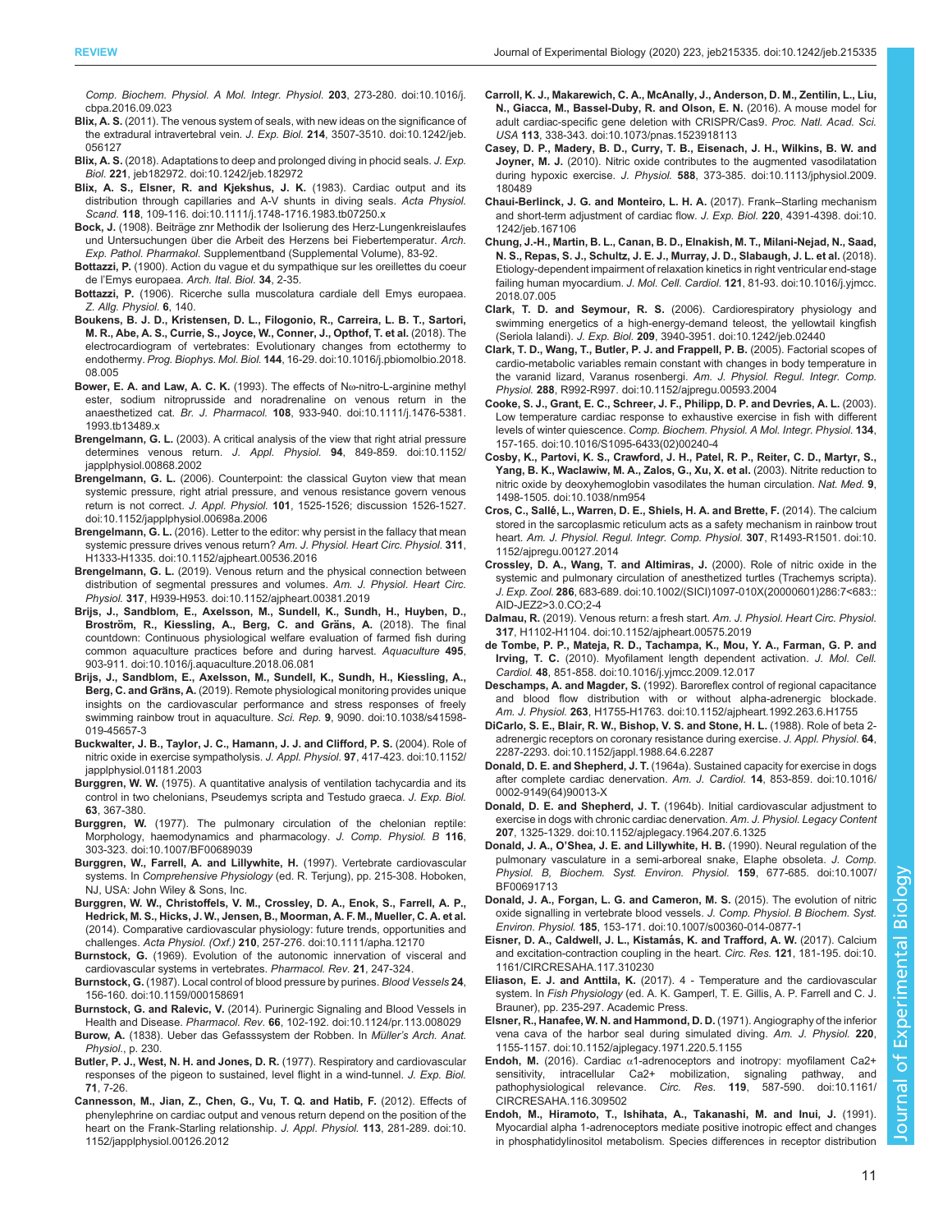*Comp. Biochem. Physiol. A Mol. Integr. Physiol.* **203**, 273-280. doi:10.1016/j.cbpa.2016.09.023

**Blix, A. S.** (2011). The venous system of seals, with new ideas on the significance of the extradural intravertebral vein. *J. Exp. Biol.* **214**, 3507-3510. doi:10.1242/jeb.056127

**Blix, A. S.** (2018). Adaptations to deep and prolonged diving in phocid seals. *J. Exp. Biol.* **221**, jeb182972. doi:10.1242/jeb.182972

**Blix, A. S., Elsner, R. and Kjekshus, J. K.** (1983). Cardiac output and its distribution through capillaries and A-V shunts in diving seals. *Acta Physiol. Scand.* **118**, 109-116. doi:10.1111/j.1748-1716.1983.tb07250.x

**Bock, J.** (1908). Beiträge znr Methodik der Isolierung des Herz-Lungenkreislaufes und Untersuchungen über die Arbeit des Herzens bei Fiebertemperatur. *Arch. Exp. Pathol. Pharmakol.* Supplementband (Supplemental Volume), 83-92.

**Bottazzi, P.** (1900). Action du vague et du sympathique sur les oreillettes du coeur de l'Emys europaea. *Arch. Ital. Biol.* **34**, 2-35.

**Bottazzi, P.** (1906). Ricerche sulla muscolatura cardiale dell Emys europaea. *Z. Allg. Physiol.* **6**, 140.

**Boukens, B. J. D., Kristensen, D. L., Filogonio, R., Carreira, L. B. T., Sartori, M. R., Abe, A. S., Currie, S., Joyce, W., Conner, J., Opthof, T. et al.** (2018). The electrocardiogram of vertebrates: Evolutionary changes from ectothermy to endothermy. *Prog. Biophys. Mol. Biol.* **144**, 16-29. doi:10.1016/j.pbiomolbio.2018.08.005

**Bower, E. A. and Law, A. C. K.** (1993). The effects of Nω-nitro-L-arginine methyl ester, sodium nitroprusside and noradrenaline on venous return in the anaesthetized cat. *Br. J. Pharmacol.* **108**, 933-940. doi:10.1111/j.1476-5381.1993.tb13489.x

**Brengelmann, G. L.** (2003). A critical analysis of the view that right atrial pressure determines venous return. *J. Appl. Physiol.* **94**, 849-859. doi:10.1152/japplphysiol.00868.2002

**Brengelmann, G. L.** (2006). Counterpoint: the classical Guyton view that mean systemic pressure, right atrial pressure, and venous resistance govern venous return is not correct. *J. Appl. Physiol.* **101**, 1525-1526; discussion 1526-1527. doi:10.1152/japplphysiol.00698a.2006

**Brengelmann, G. L.** (2016). Letter to the editor: why persist in the fallacy that mean systemic pressure drives venous return? *Am. J. Physiol. Heart Circ. Physiol.* **311**, H1333-H1335. doi:10.1152/ajpheart.00536.2016

**Brengelmann, G. L.** (2019). Venous return and the physical connection between distribution of segmental pressures and volumes. *Am. J. Physiol. Heart Circ. Physiol.* **317**, H939-H953. doi:10.1152/ajpheart.00381.2019

**Brijs, J., Sandblom, E., Axelsson, M., Sundell, K., Sundh, H., Huyben, D., Broström, R., Kiessling, A., Berg, C. and Gräns, A.** (2018). The final countdown: Continuous physiological welfare evaluation of farmed fish during common aquaculture practices before and during harvest. *Aquaculture* **495**, 903-911. doi:10.1016/j.aquaculture.2018.06.081

**Brijs, J., Sandblom, E., Axelsson, M., Sundell, K., Sundh, H., Kiessling, A., Berg, C. and Gräns, A.** (2019). Remote physiological monitoring provides unique insights on the cardiovascular performance and stress responses of freely swimming rainbow trout in aquaculture. *Sci. Rep.* **9**, 9090. doi:10.1038/s41598-019-45657-3

**Buckwalter, J. B., Taylor, J. C., Hamann, J. J. and Clifford, P. S.** (2004). Role of nitric oxide in exercise sympatholysis. *J. Appl. Physiol.* **97**, 417-423. doi:10.1152/japplphysiol.01181.2003

**Burggren, W. W.** (1975). A quantitative analysis of ventilation tachycardia and its control in two chelonians, Pseudemys scripta and Testudo graeca. *J. Exp. Biol.* **63**, 367-380.

**Burggren, W.** (1977). The pulmonary circulation of the chelonian reptile: Morphology, haemodynamics and pharmacology. *J. Comp. Physiol. B* **116**, 303-323. doi:10.1007/BF00689039

**Burggren, W., Farrell, A. and Lillywhite, H.** (1997). Vertebrate cardiovascular systems. In *Comprehensive Physiology* (ed. R. Terjung), pp. 215-308. Hoboken, NJ, USA: John Wiley & Sons, Inc.

**Burggren, W. W., Christoffels, V. M., Crossley, D. A., Enok, S., Farrell, A. P., Hedrick, M. S., Hicks, J. W., Jensen, B., Moorman, A. F. M., Mueller, C. A. et al.** (2014). Comparative cardiovascular physiology: future trends, opportunities and challenges. *Acta Physiol. (Oxf.)* **210**, 257-276. doi:10.1111/apha.12170

**Burnstock, G.** (1969). Evolution of the autonomic innervation of visceral and cardiovascular systems in vertebrates. *Pharmacol. Rev.* **21**, 247-324.

**Burnstock, G.** (1987). Local control of blood pressure by purines. *Blood Vessels* **24**, 156-160. doi:10.1159/000158691

**Burnstock, G. and Ralevic, V.** (2014). Purinergic Signaling and Blood Vessels in Health and Disease. *Pharmacol. Rev.* **66**, 102-192. doi:10.1124/pr.113.008029

**Burow, A.** (1838). Ueber das Gefassystem der Robben. In *Müller's Arch. Anat. Physiol.*, p. 230.

**Butler, P. J., West, N. H. and Jones, D. R.** (1977). Respiratory and cardiovascular responses of the pigeon to sustained, level flight in a wind-tunnel. *J. Exp. Biol.* **71**, 7-26.

**Cannesson, M., Jian, Z., Chen, G., Vu, T. Q. and Hatib, F.** (2012). Effects of phenylephrine on cardiac output and venous return depend on the position of the heart on the Frank-Starling relationship. *J. Appl. Physiol.* **113**, 281-289. doi:10.1152/japplphysiol.00126.2012

**Carroll, K. J., Makarewich, C. A., McAnally, J., Anderson, D. M., Zentilin, L., Liu, N., Giacca, M., Bassel-Duby, R. and Olson, E. N.** (2016). A mouse model for adult cardiac-specific gene deletion with CRISPR/Cas9. *Proc. Natl. Acad. Sci. USA* **113**, 338-343. doi:10.1073/pnas.1523918113

**Casey, D. P., Madery, B. D., Curry, T. B., Eisenach, J. H., Wilkins, B. W. and Joyner, M. J.** (2010). Nitric oxide contributes to the augmented vasodilatation during hypoxic exercise. *J. Physiol.* **588**, 373-385. doi:10.1113/jphysiol.2009.180489

**Chaui-Berlinck, J. G. and Monteiro, L. H. A.** (2017). Frank–Starling mechanism and short-term adjustment of cardiac flow. *J. Exp. Biol.* **220**, 4391-4398. doi:10.1242/jeb.167106

**Chung, J.-H., Martin, B. L., Canan, B. D., Elnakish, M. T., Milani-Nejad, N., Saad, N. S., Repas, S. J., Schultz, J. E. J., Murray, J. D., Slabaugh, J. L. et al.** (2018). Etiology-dependent impairment of relaxation kinetics in right ventricular end-stage failing human myocardium. *J. Mol. Cell. Cardiol.* **121**, 81-93. doi:10.1016/j.yjmcc.2018.07.005

**Clark, T. D. and Seymour, R. S.** (2006). Cardiorespiratory physiology and swimming energetics of a high-energy-demand teleost, the yellowtail kingfish (Seriola lalandi). *J. Exp. Biol.* **209**, 3940-3951. doi:10.1242/jeb.02440

**Clark, T. D., Wang, T., Butler, P. J. and Frappell, P. B.** (2005). Factorial scopes of cardio-metabolic variables remain constant with changes in body temperature in the varanid lizard, Varanus rosenbergi. *Am. J. Physiol. Regul. Integr. Comp. Physiol.* **288**, R992-R997. doi:10.1152/ajpregu.00593.2004

**Cooke, S. J., Grant, E. C., Schreer, J. F., Philipp, D. P. and Devries, A. L.** (2003). Low temperature cardiac response to exhaustive exercise in fish with different levels of winter quiescence. *Comp. Biochem. Physiol. A Mol. Integr. Physiol.* **134**, 157-165. doi:10.1016/S1095-6433(02)00240-4

**Cosby, K., Partovi, K. S., Crawford, J. H., Patel, R. P., Reiter, C. D., Martyr, S., Yang, B. K., Waclawiw, M. A., Zalos, G., Xu, X. et al.** (2003). Nitrite reduction to nitric oxide by deoxyhemoglobin vasodilates the human circulation. *Nat. Med.* **9**, 1498-1505. doi:10.1038/nm954

**Cros, C., Sallé, L., Warren, D. E., Shiels, H. A. and Brette, F.** (2014). The calcium stored in the sarcoplasmic reticulum acts as a safety mechanism in rainbow trout heart. *Am. J. Physiol. Regul. Integr. Comp. Physiol.* **307**, R1493-R1501. doi:10.1152/ajpregu.00127.2014

**Crossley, D. A., Wang, T. and Altimiras, J.** (2000). Role of nitric oxide in the systemic and pulmonary circulation of anesthetized turtles (Trachemys scripta). *J. Exp. Zool.* **286**, 683-689. doi:10.1002/(SICI)1097-010X(20000601)286:7<683::AID-JEZ2>3.0.CO;2-4

**Dalmau, R.** (2019). Venous return: a fresh start. *Am. J. Physiol. Heart Circ. Physiol.* **317**, H1102-H1104. doi:10.1152/ajpheart.00575.2019

**de Tombe, P. P., Mateja, R. D., Tachampa, K., Mou, Y. A., Farman, G. P. and Irving, T. C.** (2010). Myofilament length dependent activation. *J. Mol. Cell. Cardiol.* **48**, 851-858. doi:10.1016/j.yjmcc.2009.12.017

**Deschamps, A. and Magder, S.** (1992). Baroreflex control of regional capacitance and blood flow distribution with or without alpha-adrenergic blockade. *Am. J. Physiol.* **263**, H1755-H1763. doi:10.1152/ajpheart.1992.263.6.H1755

**DiCarlo, S. E., Blair, R. W., Bishop, V. S. and Stone, H. L.** (1988). Role of beta 2-adrenergic receptors on coronary resistance during exercise. *J. Appl. Physiol.* **64**, 2287-2293. doi:10.1152/jappl.1988.64.6.2287

**Donald, D. E. and Shepherd, J. T.** (1964a). Sustained capacity for exercise in dogs after complete cardiac denervation. *Am. J. Cardiol.* **14**, 853-859. doi:10.1016/0002-9149(64)90013-X

**Donald, D. E. and Shepherd, J. T.** (1964b). Initial cardiovascular adjustment to exercise in dogs with chronic cardiac denervation. *Am. J. Physiol. Legacy Content* **207**, 1325-1329. doi:10.1152/ajplegacy.1964.207.6.1325

**Donald, J. A., O'Shea, J. E. and Lillywhite, H. B.** (1990). Neural regulation of the pulmonary vasculature in a semi-arboreal snake, Elaphe obsoleta. *J. Comp. Physiol. B, Biochem. Syst. Environ. Physiol.* **159**, 677-685. doi:10.1007/BF00691713

**Donald, J. A., Forgan, L. G. and Cameron, M. S.** (2015). The evolution of nitric oxide signalling in vertebrate blood vessels. *J. Comp. Physiol. B Biochem. Syst. Environ. Physiol.* **185**, 153-171. doi:10.1007/s00360-014-0877-1

**Eisner, D. A., Caldwell, J. L., Kistamás, K. and Trafford, A. W.** (2017). Calcium and excitation-contraction coupling in the heart. *Circ. Res.* **121**, 181-195. doi:10.1161/CIRCRESAHA.117.310230

**Eliason, E. J. and Anttila, K.** (2017). 4 - Temperature and the cardiovascular system. In *Fish Physiology* (ed. A. K. Gamperl, T. E. Gillis, A. P. Farrell and C. J. Brauner), pp. 235-297. Academic Press.

**Elsner, R., Hanafee, W. N. and Hammond, D. D.** (1971). Angiography of the inferior vena cava of the harbor seal during simulated diving. *Am. J. Physiol.* **220**, 1155-1157. doi:10.1152/ajplegacy.1971.220.5.1155

**Endoh, M.** (2016). Cardiac α1-adrenoceptors and inotropy: myofilament Ca2+ sensitivity, intracellular Ca2+ mobilization, signaling pathway, and pathophysiological relevance. *Circ. Res.* **119**, 587-590. doi:10.1161/CIRCRESAHA.116.309502

**Endoh, M., Hiramoto, T., Ishihata, A., Takanashi, M. and Inui, J.** (1991). Myocardial alpha 1-adrenoceptors mediate positive inotropic effect and changes in phosphatidylinositol metabolism. Species differences in receptor distribution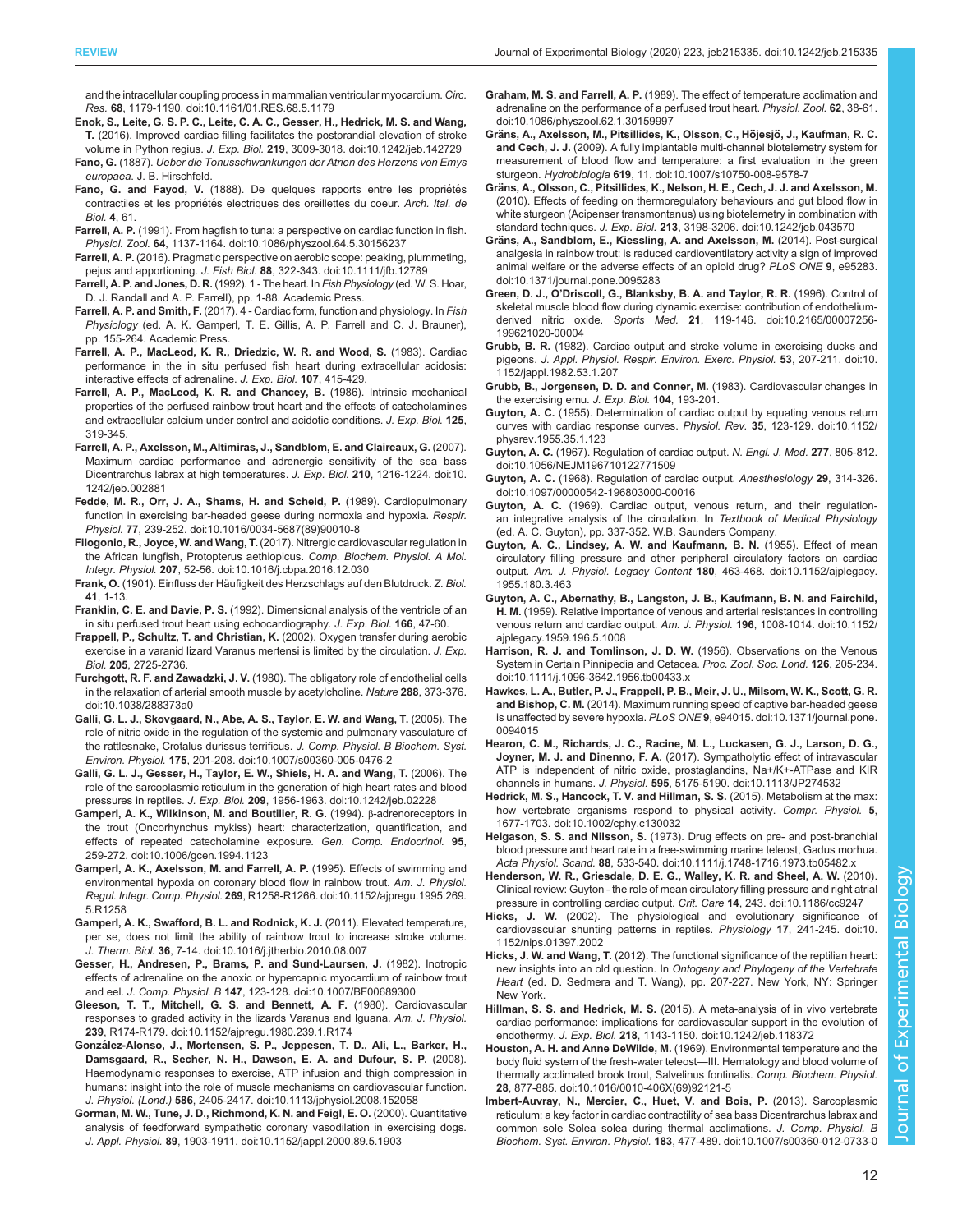and the intracellular coupling process in mammalian ventricular myocardium. *Circ. Res.* **68**, 1179-1190. doi:10.1161/01.RES.68.5.1179

**Enok, S., Leite, G. S. P. C., Leite, C. A. C., Gesser, H., Hedrick, M. S. and Wang, T.** (2016). Improved cardiac filling facilitates the postprandial elevation of stroke volume in Python regius. *J. Exp. Biol.* **219**, 3009-3018. doi:10.1242/jeb.142729

**Fano, G.** (1887). *Ueber die Tonusschwankungen der Atrien des Herzens von Emys europaea*. J. B. Hirschfeld.

**Fano, G. and Fayod, V.** (1888). De quelques rapports entre les propriétés contractiles et les propriétés electriques des oreillettes du coeur. *Arch. Ital. de Biol.* **4**, 61.

**Farrell, A. P.** (1991). From hagfish to tuna: a perspective on cardiac function in fish. *Physiol. Zool.* **64**, 1137-1164. doi:10.1086/physzool.64.5.30156237

**Farrell, A. P.** (2016). Pragmatic perspective on aerobic scope: peaking, plummeting, pejus and apportioning. *J. Fish Biol.* **88**, 322-343. doi:10.1111/jfb.12789

**Farrell, A. P. and Jones, D. R.** (1992). 1 - The heart. In *Fish Physiology* (ed. W. S. Hoar, D. J. Randall and A. P. Farrell), pp. 1-88. Academic Press.

**Farrell, A. P. and Smith, F.** (2017). 4 - Cardiac form, function and physiology. In *Fish Physiology* (ed. A. K. Gamperl, T. E. Gillis, A. P. Farrell and C. J. Brauner), pp. 155-264. Academic Press.

**Farrell, A. P., MacLeod, K. R., Driedzic, W. R. and Wood, S.** (1983). Cardiac performance in the in situ perfused fish heart during extracellular acidosis: interactive effects of adrenaline. *J. Exp. Biol.* **107**, 415-429.

**Farrell, A. P., MacLeod, K. R. and Chancey, B.** (1986). Intrinsic mechanical properties of the perfused rainbow trout heart and the effects of catecholamines and extracellular calcium under control and acidotic conditions. *J. Exp. Biol.* **125**, 319-345.

**Farrell, A. P., Axelsson, M., Altimiras, J., Sandblom, E. and Claireaux, G.** (2007). Maximum cardiac performance and adrenergic sensitivity of the sea bass Dicentrarchus labrax at high temperatures. *J. Exp. Biol.* **210**, 1216-1224. doi:10.1242/jeb.002881

**Fedde, M. R., Orr, J. A., Shams, H. and Scheid, P.** (1989). Cardiopulmonary function in exercising bar-headed geese during normoxia and hypoxia. *Respir. Physiol.* **77**, 239-252. doi:10.1016/0034-5687(89)90010-8

**Filogonio, R., Joyce, W. and Wang, T.** (2017). Nitrergic cardiovascular regulation in the African lungfish, Protopterus aethiopicus. *Comp. Biochem. Physiol. A Mol. Integr. Physiol.* **207**, 52-56. doi:10.1016/j.cbpa.2016.12.030

**Frank, O.** (1901). Einfluss der Häufigkeit des Herzschlags auf den Blutdruck. *Z. Biol.* **41**, 1-13.

**Franklin, C. E. and Davie, P. S.** (1992). Dimensional analysis of the ventricle of an in situ perfused trout heart using echocardiography. *J. Exp. Biol.* **166**, 47-60.

**Frappell, P., Schultz, T. and Christian, K.** (2002). Oxygen transfer during aerobic exercise in a varanid lizard Varanus mertensi is limited by the circulation. *J. Exp. Biol.* **205**, 2725-2736.

**Furchgott, R. F. and Zawadzki, J. V.** (1980). The obligatory role of endothelial cells in the relaxation of arterial smooth muscle by acetylcholine. *Nature* **288**, 373-376. doi:10.1038/288373a0

**Galli, G. L. J., Skovgaard, N., Abe, A. S., Taylor, E. W. and Wang, T.** (2005). The role of nitric oxide in the regulation of the systemic and pulmonary vasculature of the rattlesnake, Crotalus durissus terrificus. *J. Comp. Physiol. B Biochem. Syst. Environ. Physiol.* **175**, 201-208. doi:10.1007/s00360-005-0476-2

**Galli, G. L. J., Gesser, H., Taylor, E. W., Shiels, H. A. and Wang, T.** (2006). The role of the sarcoplasmic reticulum in the generation of high heart rates and blood pressures in reptiles. *J. Exp. Biol.* **209**, 1956-1963. doi:10.1242/jeb.02228

**Gamperl, A. K., Wilkinson, M. and Boutilier, R. G.** (1994). β-adrenoreceptors in the trout (Oncorhynchus mykiss) heart: characterization, quantification, and effects of repeated catecholamine exposure. *Gen. Comp. Endocrinol.* **95**, 259-272. doi:10.1006/gcen.1994.1123

**Gamperl, A. K., Axelsson, M. and Farrell, A. P.** (1995). Effects of swimming and environmental hypoxia on coronary blood flow in rainbow trout. *Am. J. Physiol. Regul. Integr. Comp. Physiol.* **269**, R1258-R1266. doi:10.1152/ajpregu.1995.269.5.R1258

**Gamperl, A. K., Swafford, B. L. and Rodnick, K. J.** (2011). Elevated temperature, per se, does not limit the ability of rainbow trout to increase stroke volume. *J. Therm. Biol.* **36**, 7-14. doi:10.1016/j.jtherbio.2010.08.007

**Gesser, H., Andresen, P., Brams, P. and Sund-Laursen, J.** (1982). Inotropic effects of adrenaline on the anoxic or hypercapnic myocardium of rainbow trout and eel. *J. Comp. Physiol. B* **147**, 123-128. doi:10.1007/BF00689300

**Gleeson, T. T., Mitchell, G. S. and Bennett, A. F.** (1980). Cardiovascular responses to graded activity in the lizards Varanus and Iguana. *Am. J. Physiol.* **239**, R174-R179. doi:10.1152/ajpregu.1980.239.1.R174

**González-Alonso, J., Mortensen, S. P., Jeppesen, T. D., Ali, L., Barker, H., Damsgaard, R., Secher, N. H., Dawson, E. A. and Dufour, S. P.** (2008). Haemodynamic responses to exercise, ATP infusion and thigh compression in humans: insight into the role of muscle mechanisms on cardiovascular function. *J. Physiol. (Lond.)* **586**, 2405-2417. doi:10.1113/jphysiol.2008.152058

**Gorman, M. W., Tune, J. D., Richmond, K. N. and Feigl, E. O.** (2000). Quantitative analysis of feedforward sympathetic coronary vasodilation in exercising dogs. *J. Appl. Physiol.* **89**, 1903-1911. doi:10.1152/jappl.2000.89.5.1903

**Graham, M. S. and Farrell, A. P.** (1989). The effect of temperature acclimation and adrenaline on the performance of a perfused trout heart. *Physiol. Zool.* **62**, 38-61. doi:10.1086/physzool.62.1.30159997

**Gräns, A., Axelsson, M., Pitsillides, K., Olsson, C., Höjesjö, J., Kaufman, R. C. and Cech, J. J.** (2009). A fully implantable multi-channel biotelemetry system for measurement of blood flow and temperature: a first evaluation in the green sturgeon. *Hydrobiologia* **619**, 11. doi:10.1007/s10750-008-9578-7

**Gräns, A., Olsson, C., Pitsillides, K., Nelson, H. E., Cech, J. J. and Axelsson, M.** (2010). Effects of feeding on thermoregulatory behaviours and gut blood flow in white sturgeon (Acipenser transmontanus) using biotelemetry in combination with standard techniques. *J. Exp. Biol.* **213**, 3198-3206. doi:10.1242/jeb.043570

**Gräns, A., Sandblom, E., Kiessling, A. and Axelsson, M.** (2014). Post-surgical analgesia in rainbow trout: is reduced cardioventilatory activity a sign of improved animal welfare or the adverse effects of an opioid drug? *PLoS ONE* **9**, e95283. doi:10.1371/journal.pone.0095283

**Green, D. J., O'Driscoll, G., Blanksby, B. A. and Taylor, R. R.** (1996). Control of skeletal muscle blood flow during dynamic exercise: contribution of endothelium-derived nitric oxide. *Sports Med.* **21**, 119-146. doi:10.2165/00007256-199621020-00004

**Grubb, B. R.** (1982). Cardiac output and stroke volume in exercising ducks and pigeons. *J. Appl. Physiol. Respir. Environ. Exerc. Physiol.* **53**, 207-211. doi:10.1152/jappl.1982.53.1.207

**Grubb, B., Jorgensen, D. D. and Conner, M.** (1983). Cardiovascular changes in the exercising emu. *J. Exp. Biol.* **104**, 193-201.

**Guyton, A. C.** (1955). Determination of cardiac output by equating venous return curves with cardiac response curves. *Physiol. Rev.* **35**, 123-129. doi:10.1152/physrev.1955.35.1.123

**Guyton, A. C.** (1967). Regulation of cardiac output. *N. Engl. J. Med.* **277**, 805-812. doi:10.1056/NEJM196710122771509

**Guyton, A. C.** (1968). Regulation of cardiac output. *Anesthesiology* **29**, 314-326. doi:10.1097/00000542-196803000-00016

**Guyton, A. C.** (1969). Cardiac output, venous return, and their regulation- an integrative analysis of the circulation. In *Textbook of Medical Physiology* (ed. A. C. Guyton), pp. 337-352. W.B. Saunders Company.

**Guyton, A. C., Lindsey, A. W. and Kaufmann, B. N.** (1955). Effect of mean circulatory filling pressure and other peripheral circulatory factors on cardiac output. *Am. J. Physiol. Legacy Content* **180**, 463-468. doi:10.1152/ajplegacy.1955.180.3.463

**Guyton, A. C., Abernathy, B., Langston, J. B., Kaufmann, B. N. and Fairchild, H. M.** (1959). Relative importance of venous and arterial resistances in controlling venous return and cardiac output. *Am. J. Physiol.* **196**, 1008-1014. doi:10.1152/ajplegacy.1959.196.5.1008

**Harrison, R. J. and Tomlinson, J. D. W.** (1956). Observations on the Venous System in Certain Pinnipedia and Cetacea. *Proc. Zool. Soc. Lond.* **126**, 205-234. doi:10.1111/j.1096-3642.1956.tb00433.x

**Hawkes, L. A., Butler, P. J., Frappell, P. B., Meir, J. U., Milsom, W. K., Scott, G. R. and Bishop, C. M.** (2014). Maximum running speed of captive bar-headed geese is unaffected by severe hypoxia. *PLoS ONE* **9**, e94015. doi:10.1371/journal.pone.0094015

**Hearon, C. M., Richards, J. C., Racine, M. L., Luckasen, G. J., Larson, D. G., Joyner, M. J. and Dinenno, F. A.** (2017). Sympatholytic effect of intravascular ATP is independent of nitric oxide, prostaglandins, Na+/K+-ATPase and KIR channels in humans. *J. Physiol.* **595**, 5175-5190. doi:10.1113/JP274532

**Hedrick, M. S., Hancock, T. V. and Hillman, S. S.** (2015). Metabolism at the max: how vertebrate organisms respond to physical activity. *Compr. Physiol.* **5**, 1677-1703. doi:10.1002/cphy.c130032

**Helgason, S. S. and Nilsson, S.** (1973). Drug effects on pre- and post-branchial blood pressure and heart rate in a free-swimming marine teleost, Gadus morhua. *Acta Physiol. Scand.* **88**, 533-540. doi:10.1111/j.1748-1716.1973.tb05482.x

**Henderson, W. R., Griesdale, D. E. G., Walley, K. R. and Sheel, A. W.** (2010). Clinical review: Guyton - the role of mean circulatory filling pressure and right atrial pressure in controlling cardiac output. *Crit. Care* **14**, 243. doi:10.1186/cc9247

**Hicks, J. W.** (2002). The physiological and evolutionary significance of cardiovascular shunting patterns in reptiles. *Physiology* **17**, 241-245. doi:10.1152/nips.01397.2002

**Hicks, J. W. and Wang, T.** (2012). The functional significance of the reptilian heart: new insights into an old question. In *Ontogeny and Phylogeny of the Vertebrate Heart* (ed. D. Sedmera and T. Wang), pp. 207-227. New York, NY: Springer New York.

**Hillman, S. S. and Hedrick, M. S.** (2015). A meta-analysis of in vivo vertebrate cardiac performance: implications for cardiovascular support in the evolution of endothermy. *J. Exp. Biol.* **218**, 1143-1150. doi:10.1242/jeb.118372

**Houston, A. H. and Anne DeWilde, M.** (1969). Environmental temperature and the body fluid system of the fresh-water teleost—III. Hematology and blood volume of thermally acclimated brook trout, Salvelinus fontinalis. *Comp. Biochem. Physiol.* **28**, 877-885. doi:10.1016/0010-406X(69)92121-5

**Imbert-Auvray, N., Mercier, C., Huet, V. and Bois, P.** (2013). Sarcoplasmic reticulum: a key factor in cardiac contractility of sea bass Dicentrarchus labrax and common sole Solea solea during thermal acclimations. *J. Comp. Physiol. B Biochem. Syst. Environ. Physiol.* **183**, 477-489. doi:10.1007/s00360-012-0733-0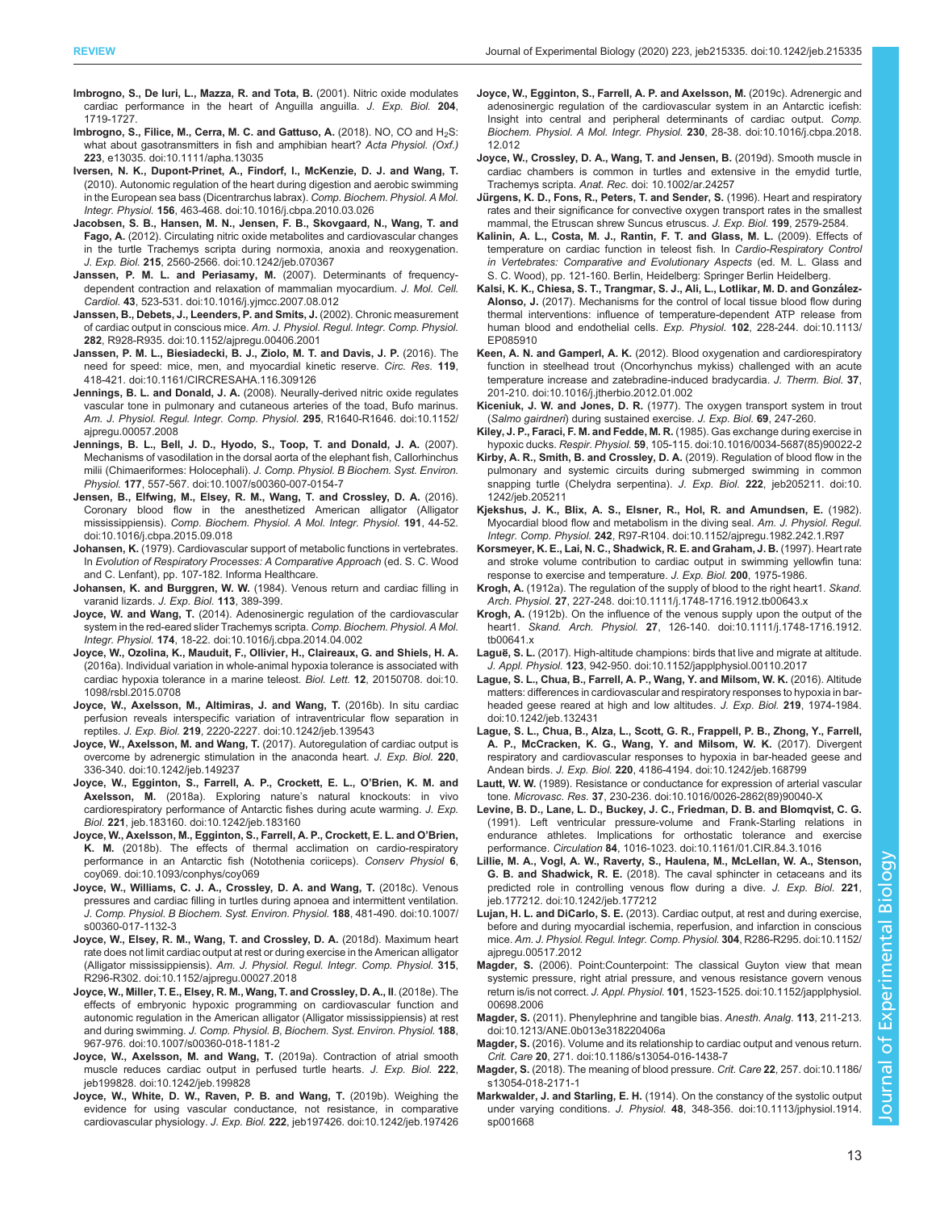**Imbrogno, S., De Iuri, L., Mazza, R. and Tota, B.** (2001). Nitric oxide modulates cardiac performance in the heart of Anguilla anguilla. *J. Exp. Biol.* **204**, 1719-1727.

**Imbrogno, S., Filice, M., Cerra, M. C. and Gattuso, A.** (2018). NO, CO and $H_2S$: what about gasotransmitters in fish and amphibian heart? *Acta Physiol. (Oxf.)* **223**, e13035. doi:10.1111/apha.13035

**Iversen, N. K., Dupont-Prinet, A., Findorf, I., McKenzie, D. J. and Wang, T.** (2010). Autonomic regulation of the heart during digestion and aerobic swimming in the European sea bass (Dicentrarchus labrax). *Comp. Biochem. Physiol. A Mol. Integr. Physiol.* **156**, 463-468. doi:10.1016/j.cbpa.2010.03.026

**Jacobsen, S. B., Hansen, M. N., Jensen, F. B., Skovgaard, N., Wang, T. and Fago, A.** (2012). Circulating nitric oxide metabolites and cardiovascular changes in the turtle Trachemys scripta during normoxia, anoxia and reoxygenation. *J. Exp. Biol.* **215**, 2560-2566. doi:10.1242/jeb.070367

**Janssen, P. M. L. and Periasamy, M.** (2007). Determinants of frequency-dependent contraction and relaxation of mammalian myocardium. *J. Mol. Cell. Cardiol.* **43**, 523-531. doi:10.1016/j.yjmcc.2007.08.012

**Janssen, B., Debets, J., Leenders, P. and Smits, J.** (2002). Chronic measurement of cardiac output in conscious mice. *Am. J. Physiol. Regul. Integr. Comp. Physiol.* **282**, R928-R935. doi:10.1152/ajpregu.00406.2001

**Janssen, P. M. L., Biesiadecki, B. J., Ziolo, M. T. and Davis, J. P.** (2016). The need for speed: mice, men, and myocardial kinetic reserve. *Circ. Res.* **119**, 418-421. doi:10.1161/CIRCRESAHA.116.309126

**Jennings, B. L. and Donald, J. A.** (2008). Neurally-derived nitric oxide regulates vascular tone in pulmonary and cutaneous arteries of the toad, Bufo marinus. *Am. J. Physiol. Regul. Integr. Comp. Physiol.* **295**, R1640-R1646. doi:10.1152/ajpregu.00057.2008

**Jennings, B. L., Bell, J. D., Hyodo, S., Toop, T. and Donald, J. A.** (2007). Mechanisms of vasodilation in the dorsal aorta of the elephant fish, Callorhinchus milii (Chimaeriformes: Holocephali). *J. Comp. Physiol. B Biochem. Syst. Environ. Physiol.* **177**, 557-567. doi:10.1007/s00360-007-0154-7

**Jensen, B., Elfwing, M., Elsey, R. M., Wang, T. and Crossley, D. A.** (2016). Coronary blood flow in the anesthetized American alligator (Alligator mississippiensis). *Comp. Biochem. Physiol. A Mol. Integr. Physiol.* **191**, 44-52. doi:10.1016/j.cbpa.2015.09.018

**Johansen, K.** (1979). Cardiovascular support of metabolic functions in vertebrates. In *Evolution of Respiratory Processes: A Comparative Approach* (ed. S. C. Wood and C. Lenfant), pp. 107-182. Informa Healthcare.

**Johansen, K. and Burggren, W. W.** (1984). Venous return and cardiac filling in varanid lizards. *J. Exp. Biol.* **113**, 389-399.

**Joyce, W. and Wang, T.** (2014). Adenosinergic regulation of the cardiovascular system in the red-eared slider Trachemys scripta. *Comp. Biochem. Physiol. A Mol. Integr. Physiol.* **174**, 18-22. doi:10.1016/j.cbpa.2014.04.002

**Joyce, W., Ozolina, K., Mauduit, F., Ollivier, H., Claireaux, G. and Shiels, H. A.** (2016a). Individual variation in whole-animal hypoxia tolerance is associated with cardiac hypoxia tolerance in a marine teleost. *Biol. Lett.* **12**, 20150708. doi:10.1098/rsbl.2015.0708

**Joyce, W., Axelsson, M., Altimiras, J. and Wang, T.** (2016b). In situ cardiac perfusion reveals interspecific variation of intraventricular flow separation in reptiles. *J. Exp. Biol.* **219**, 2220-2227. doi:10.1242/jeb.139543

**Joyce, W., Axelsson, M. and Wang, T.** (2017). Autoregulation of cardiac output is overcome by adrenergic stimulation in the anaconda heart. *J. Exp. Biol.* **220**, 336-340. doi:10.1242/jeb.149237

**Joyce, W., Egginton, S., Farrell, A. P., Crockett, E. L., O'Brien, K. M. and Axelsson, M.** (2018a). Exploring nature's natural knockouts: in vivo cardiorespiratory performance of Antarctic fishes during acute warming. *J. Exp. Biol.* **221**, jeb.183160. doi:10.1242/jeb.183160

**Joyce, W., Axelsson, M., Egginton, S., Farrell, A. P., Crockett, E. L. and O'Brien, K. M.** (2018b). The effects of thermal acclimation on cardio-respiratory performance in an Antarctic fish (Notothenia coriiceps). *Conserv Physiol* **6**, coy069. doi:10.1093/conphys/coy069

**Joyce, W., Williams, C. J. A., Crossley, D. A. and Wang, T.** (2018c). Venous pressures and cardiac filling in turtles during apnoea and intermittent ventilation. *J. Comp. Physiol. B Biochem. Syst. Environ. Physiol.* **188**, 481-490. doi:10.1007/s00360-017-1132-3

**Joyce, W., Elsey, R. M., Wang, T. and Crossley, D. A.** (2018d). Maximum heart rate does not limit cardiac output at rest or during exercise in the American alligator (Alligator mississippiensis). *Am. J. Physiol. Regul. Integr. Comp. Physiol.* **315**, R296-R302. doi:10.1152/ajpregu.00027.2018

**Joyce, W., Miller, T. E., Elsey, R. M., Wang, T. and Crossley, D. A., II.** (2018e). The effects of embryonic hypoxic programming on cardiovascular function and autonomic regulation in the American alligator (Alligator mississippiensis) at rest and during swimming. *J. Comp. Physiol. B, Biochem. Syst. Environ. Physiol.* **188**, 967-976. doi:10.1007/s00360-018-1181-2

**Joyce, W., Axelsson, M. and Wang, T.** (2019a). Contraction of atrial smooth muscle reduces cardiac output in perfused turtle hearts. *J. Exp. Biol.* **222**, jeb199828. doi:10.1242/jeb.199828

**Joyce, W., White, D. W., Raven, P. B. and Wang, T.** (2019b). Weighing the evidence for using vascular conductance, not resistance, in comparative cardiovascular physiology. *J. Exp. Biol.* **222**, jeb197426. doi:10.1242/jeb.197426

**Joyce, W., Egginton, S., Farrell, A. P. and Axelsson, M.** (2019c). Adrenergic and adenosinergic regulation of the cardiovascular system in an Antarctic icefish: Insight into central and peripheral determinants of cardiac output. *Comp. Biochem. Physiol. A Mol. Integr. Physiol.* **230**, 28-38. doi:10.1016/j.cbpa.2018.12.012

**Joyce, W., Crossley, D. A., Wang, T. and Jensen, B.** (2019d). Smooth muscle in cardiac chambers is common in turtles and extensive in the emydid turtle, Trachemys scripta. *Anat. Rec.* doi: 10.1002/ar.24257

**Jürgens, K. D., Fons, R., Peters, T. and Sender, S.** (1996). Heart and respiratory rates and their significance for convective oxygen transport rates in the smallest mammal, the Etruscan shrew Suncus etruscus. *J. Exp. Biol.* **199**, 2579-2584.

**Kalinin, A. L., Costa, M. J., Rantin, F. T. and Glass, M. L.** (2009). Effects of temperature on cardiac function in teleost fish. In *Cardio-Respiratory Control in Vertebrates: Comparative and Evolutionary Aspects* (ed. M. L. Glass and S. C. Wood), pp. 121-160. Berlin, Heidelberg: Springer Berlin Heidelberg.

**Kalsi, K. K., Chiesa, S. T., Trangmar, S. J., Ali, L., Lotlikar, M. D. and González-Alonso, J.** (2017). Mechanisms for the control of local tissue blood flow during thermal interventions: influence of temperature-dependent ATP release from human blood and endothelial cells. *Exp. Physiol.* **102**, 228-244. doi:10.1113/EP085910

**Keen, A. N. and Gamperl, A. K.** (2012). Blood oxygenation and cardiorespiratory function in steelhead trout (Oncorhynchus mykiss) challenged with an acute temperature increase and zatebradine-induced bradycardia. *J. Therm. Biol.* **37**, 201-210. doi:10.1016/j.jtherbio.2012.01.002

**Kiceniuk, J. W. and Jones, D. R.** (1977). The oxygen transport system in trout (*Salmo gairdneri*) during sustained exercise. *J. Exp. Biol.* **69**, 247-260.

**Kiley, J. P., Faraci, F. M. and Fedde, M. R.** (1985). Gas exchange during exercise in hypoxic ducks. *Respir. Physiol.* **59**, 105-115. doi:10.1016/0034-5687(85)90022-2

**Kirby, A. R., Smith, B. and Crossley, D. A.** (2019). Regulation of blood flow in the pulmonary and systemic circuits during submerged swimming in common snapping turtle (Chelydra serpentina). *J. Exp. Biol.* **222**, jeb205211. doi:10.1242/jeb.205211

**Kjekshus, J. K., Blix, A. S., Elsner, R., Hol, R. and Amundsen, E.** (1982). Myocardial blood flow and metabolism in the diving seal. *Am. J. Physiol. Regul. Integr. Comp. Physiol.* **242**, R97-R104. doi:10.1152/ajpregu.1982.242.1.R97

**Korsmeyer, K. E., Lai, N. C., Shadwick, R. E. and Graham, J. B.** (1997). Heart rate and stroke volume contribution to cardiac output in swimming yellowfin tuna: response to exercise and temperature. *J. Exp. Biol.* **200**, 1975-1986.

**Krogh, A.** (1912a). The regulation of the supply of blood to the right heart1. *Skand. Arch. Physiol.* **27**, 227-248. doi:10.1111/j.1748-1716.1912.tb00643.x

**Krogh, A.** (1912b). On the influence of the venous supply upon the output of the heart1. *Skand. Arch. Physiol.* **27**, 126-140. doi:10.1111/j.1748-1716.1912.tb00641.x

**Laguë, S. L.** (2017). High-altitude champions: birds that live and migrate at altitude. *J. Appl. Physiol.* **123**, 942-950. doi:10.1152/japplphysiol.00110.2017

**Lague, S. L., Chua, B., Farrell, A. P., Wang, Y. and Milsom, W. K.** (2016). Altitude matters: differences in cardiovascular and respiratory responses to hypoxia in bar-headed geese reared at high and low altitudes. *J. Exp. Biol.* **219**, 1974-1984. doi:10.1242/jeb.132431

**Lague, S. L., Chua, B., Alza, L., Scott, G. R., Frappell, P. B., Zhong, Y., Farrell, A. P., McCracken, K. G., Wang, Y. and Milsom, W. K.** (2017). Divergent respiratory and cardiovascular responses to hypoxia in bar-headed geese and Andean birds. *J. Exp. Biol.* **220**, 4186-4194. doi:10.1242/jeb.168799

**Lautt, W. W.** (1989). Resistance or conductance for expression of arterial vascular tone. *Microvasc. Res.* **37**, 230-236. doi:10.1016/0026-2862(89)90040-X

**Levine, B. D., Lane, L. D., Buckey, J. C., Friedman, D. B. and Blomqvist, C. G.** (1991). Left ventricular pressure-volume and Frank-Starling relations in endurance athletes. Implications for orthostatic tolerance and exercise performance. *Circulation* **84**, 1016-1023. doi:10.1161/01.CIR.84.3.1016

**Lillie, M. A., Vogl, A. W., Raverty, S., Haulena, M., McLellan, W. A., Stenson, G. B. and Shadwick, R. E.** (2018). The caval sphincter in cetaceans and its predicted role in controlling venous flow during a dive. *J. Exp. Biol.* **221**, jeb.177212. doi:10.1242/jeb.177212

**Lujan, H. L. and DiCarlo, S. E.** (2013). Cardiac output, at rest and during exercise, before and during myocardial ischemia, reperfusion, and infarction in conscious mice. *Am. J. Physiol. Regul. Integr. Comp. Physiol.* **304**, R286-R295. doi:10.1152/ajpregu.00517.2012

**Magder, S.** (2006). Point:Counterpoint: The classical Guyton view that mean systemic pressure, right atrial pressure, and venous resistance govern venous return is/is not correct. *J. Appl. Physiol.* **101**, 1523-1525. doi:10.1152/japplphysiol.00698.2006

**Magder, S.** (2011). Phenylephrine and tangible bias. *Anesth. Analg.* **113**, 211-213. doi:10.1213/ANE.0b013e318220406a

**Magder, S.** (2016). Volume and its relationship to cardiac output and venous return. *Crit. Care* **20**, 271. doi:10.1186/s13054-016-1438-7

**Magder, S.** (2018). The meaning of blood pressure. *Crit. Care* **22**, 257. doi:10.1186/s13054-018-2171-1

**Markwalder, J. and Starling, E. H.** (1914). On the constancy of the systolic output under varying conditions. *J. Physiol.* **48**, 348-356. doi:10.1113/jphysiol.1914.sp001668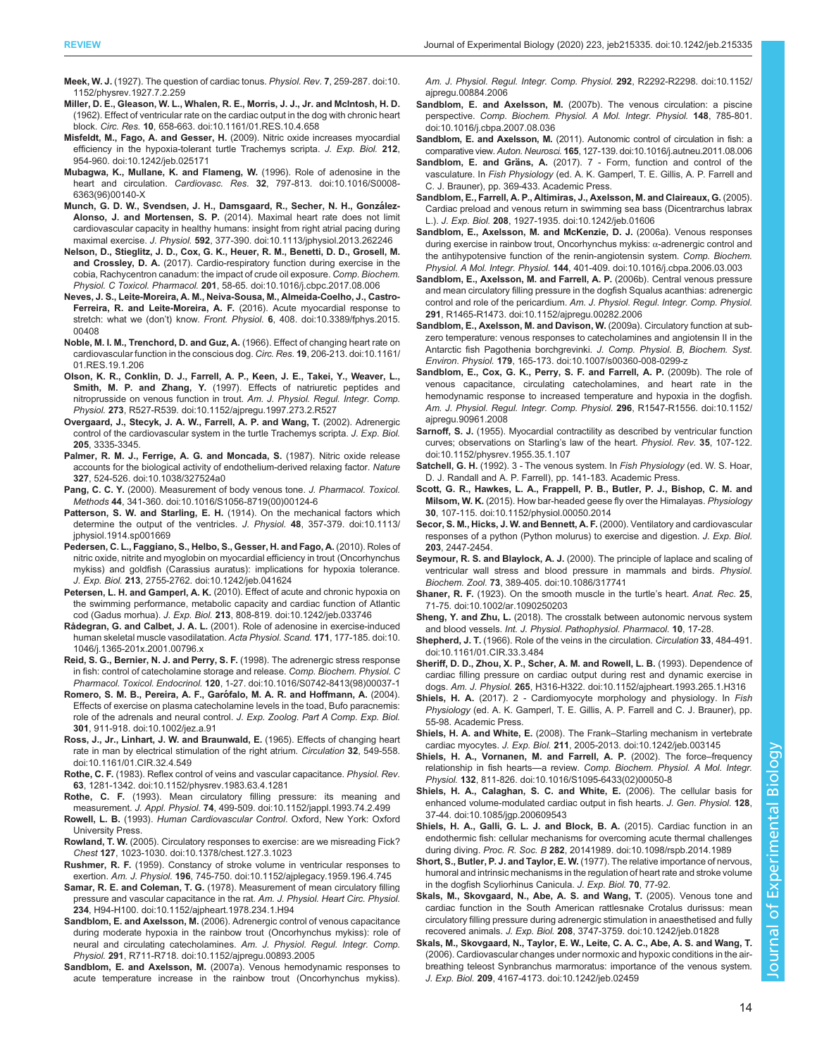**Meek, W. J.** (1927). The question of cardiac tonus. *Physiol. Rev.* **7**, 259-287. doi:10.1152/physrev.1927.7.2.259

**Miller, D. E., Gleason, W. L., Whalen, R. E., Morris, J. J., Jr. and McIntosh, H. D.** (1962). Effect of ventricular rate on the cardiac output in the dog with chronic heart block. *Circ. Res.* **10**, 658-663. doi:10.1161/01.RES.10.4.658

**Misfeldt, M., Fago, A. and Gesser, H.** (2009). Nitric oxide increases myocardial efficiency in the hypoxia-tolerant turtle Trachemys scripta. *J. Exp. Biol.* **212**, 954-960. doi:10.1242/jeb.025171

**Mubagwa, K., Mullane, K. and Flameng, W.** (1996). Role of adenosine in the heart and circulation. *Cardiovasc. Res.* **32**, 797-813. doi:10.1016/S0008-6363(96)00140-X

**Munch, G. D. W., Svendsen, J. H., Damsgaard, R., Secher, N. H., González-Alonso, J. and Mortensen, S. P.** (2014). Maximal heart rate does not limit cardiovascular capacity in healthy humans: insight from right atrial pacing during maximal exercise. *J. Physiol.* **592**, 377-390. doi:10.1113/jphysiol.2013.262246

**Nelson, D., Stieglitz, J. D., Cox, G. K., Heuer, R. M., Benetti, D. D., Grosell, M. and Crossley, D. A.** (2017). Cardio-respiratory function during exercise in the cobia, Rachycentron canadum: the impact of crude oil exposure. *Comp. Biochem. Physiol. C Toxicol. Pharmacol.* **201**, 58-65. doi:10.1016/j.cbpc.2017.08.006

**Neves, J. S., Leite-Moreira, A. M., Neiva-Sousa, M., Almeida-Coelho, J., Castro-Ferreira, R. and Leite-Moreira, A. F.** (2016). Acute myocardial response to stretch: what we (don't) know. *Front. Physiol.* **6**, 408. doi:10.3389/fphys.2015.00408

**Noble, M. I. M., Trenchord, D. and Guz, A.** (1966). Effect of changing heart rate on cardiovascular function in the conscious dog. *Circ. Res.* **19**, 206-213. doi:10.1161/01.RES.19.1.206

**Olson, K. R., Conklin, D. J., Farrell, A. P., Keen, J. E., Takei, Y., Weaver, L., Smith, M. P. and Zhang, Y.** (1997). Effects of natriuretic peptides and nitroprusside on venous function in trout. *Am. J. Physiol. Regul. Integr. Comp. Physiol.* **273**, R527-R539. doi:10.1152/ajpregu.1997.273.2.R527

**Overgaard, J., Stecyk, J. A. W., Farrell, A. P. and Wang, T.** (2002). Adrenergic control of the cardiovascular system in the turtle Trachemys scripta. *J. Exp. Biol.* **205**, 3335-3345.

**Palmer, R. M. J., Ferrige, A. G. and Moncada, S.** (1987). Nitric oxide release accounts for the biological activity of endothelium-derived relaxing factor. *Nature* **327**, 524-526. doi:10.1038/327524a0

**Pang, C. C. Y.** (2000). Measurement of body venous tone. *J. Pharmacol. Toxicol. Methods* **44**, 341-360. doi:10.1016/S1056-8719(00)00124-6

**Patterson, S. W. and Starling, E. H.** (1914). On the mechanical factors which determine the output of the ventricles. *J. Physiol.* **48**, 357-379. doi:10.1113/jphysiol.1914.sp001669

**Pedersen, C. L., Faggiano, S., Helbo, S., Gesser, H. and Fago, A.** (2010). Roles of nitric oxide, nitrite and myoglobin on myocardial efficiency in trout (Oncorhynchus mykiss) and goldfish (Carassius auratus): implications for hypoxia tolerance. *J. Exp. Biol.* **213**, 2755-2762. doi:10.1242/jeb.041624

**Petersen, L. H. and Gamperl, A. K.** (2010). Effect of acute and chronic hypoxia on the swimming performance, metabolic capacity and cardiac function of Atlantic cod (Gadus morhua). *J. Exp. Biol.* **213**, 808-819. doi:10.1242/jeb.033746

**Rådegran, G. and Calbet, J. A. L.** (2001). Role of adenosine in exercise-induced human skeletal muscle vasodilatation. *Acta Physiol. Scand.* **171**, 177-185. doi:10.1046/j.1365-201x.2001.00796.x

**Reid, S. G., Bernier, N. J. and Perry, S. F.** (1998). The adrenergic stress response in fish: control of catecholamine storage and release. *Comp. Biochem. Physiol. C Pharmacol. Toxicol. Endocrinol.* **120**, 1-27. doi:10.1016/S0742-8413(98)00037-1

**Romero, S. M. B., Pereira, A. F., Garófalo, M. A. R. and Hoffmann, A.** (2004). Effects of exercise on plasma catecholamine levels in the toad, Bufo paracnemis: role of the adrenals and neural control. *J. Exp. Zoolog. Part A Comp. Exp. Biol.* **301**, 911-918. doi:10.1002/jez.a.91

**Ross, J., Jr., Linhart, J. W. and Braunwald, E.** (1965). Effects of changing heart rate in man by electrical stimulation of the right atrium. *Circulation* **32**, 549-558. doi:10.1161/01.CIR.32.4.549

**Rothe, C. F.** (1983). Reflex control of veins and vascular capacitance. *Physiol. Rev.* **63**, 1281-1342. doi:10.1152/physrev.1983.63.4.1281

**Rothe, C. F.** (1993). Mean circulatory filling pressure: its meaning and measurement. *J. Appl. Physiol.* **74**, 499-509. doi:10.1152/jappl.1993.74.2.499

**Rowell, L. B.** (1993). *Human Cardiovascular Control*. Oxford, New York: Oxford University Press.

**Rowland, T. W.** (2005). Circulatory responses to exercise: are we misreading Fick? *Chest* **127**, 1023-1030. doi:10.1378/chest.127.3.1023

**Rushmer, R. F.** (1959). Constancy of stroke volume in ventricular responses to exertion. *Am. J. Physiol.* **196**, 745-750. doi:10.1152/ajplegacy.1959.196.4.745

**Samar, R. E. and Coleman, T. G.** (1978). Measurement of mean circulatory filling pressure and vascular capacitance in the rat. *Am. J. Physiol. Heart Circ. Physiol.* **234**, H94-H100. doi:10.1152/ajpheart.1978.234.1.H94

**Sandblom, E. and Axelsson, M.** (2006). Adrenergic control of venous capacitance during moderate hypoxia in the rainbow trout (Oncorhynchus mykiss): role of neural and circulating catecholamines. *Am. J. Physiol. Regul. Integr. Comp. Physiol.* **291**, R711-R718. doi:10.1152/ajpregu.00893.2005

**Sandblom, E. and Axelsson, M.** (2007a). Venous hemodynamic responses to acute temperature increase in the rainbow trout (Oncorhynchus mykiss). *Am. J. Physiol. Regul. Integr. Comp. Physiol.* **292**, R2292-R2298. doi:10.1152/ajpregu.00884.2006

**Sandblom, E. and Axelsson, M.** (2007b). The venous circulation: a piscine perspective. *Comp. Biochem. Physiol. A Mol. Integr. Physiol.* **148**, 785-801. doi:10.1016/j.cbpa.2007.08.036

**Sandblom, E. and Axelsson, M.** (2011). Autonomic control of circulation in fish: a comparative view. *Auton. Neurosci.* **165**, 127-139. doi:10.1016/j.autneu.2011.08.006

**Sandblom, E. and Gräns, A.** (2017). 7 - Form, function and control of the vasculature. In *Fish Physiology* (ed. A. K. Gamperl, T. E. Gillis, A. P. Farrell and C. J. Brauner), pp. 369-433. Academic Press.

**Sandblom, E., Farrell, A. P., Altimiras, J., Axelsson, M. and Claireaux, G.** (2005). Cardiac preload and venous return in swimming sea bass (Dicentrarchus labrax L.). *J. Exp. Biol.* **208**, 1927-1935. doi:10.1242/jeb.01606

**Sandblom, E., Axelsson, M. and McKenzie, D. J.** (2006a). Venous responses during exercise in rainbow trout, Oncorhynchus mykiss: α-adrenergic control and the antihypotensive function of the renin-angiotensin system. *Comp. Biochem. Physiol. A Mol. Integr. Physiol.* **144**, 401-409. doi:10.1016/j.cbpa.2006.03.003

**Sandblom, E., Axelsson, M. and Farrell, A. P.** (2006b). Central venous pressure and mean circulatory filling pressure in the dogfish Squalus acanthias: adrenergic control and role of the pericardium. *Am. J. Physiol. Regul. Integr. Comp. Physiol.* **291**, R1465-R1473. doi:10.1152/ajpregu.00282.2006

**Sandblom, E., Axelsson, M. and Davison, W.** (2009a). Circulatory function at sub-zero temperature: venous responses to catecholamines and angiotensin II in the Antarctic fish Pagothenia borchgrevinki. *J. Comp. Physiol. B, Biochem. Syst. Environ. Physiol.* **179**, 165-173. doi:10.1007/s00360-008-0299-z

**Sandblom, E., Cox, G. K., Perry, S. F. and Farrell, A. P.** (2009b). The role of venous capacitance, circulating catecholamines, and heart rate in the hemodynamic response to increased temperature and hypoxia in the dogfish. *Am. J. Physiol. Regul. Integr. Comp. Physiol.* **296**, R1547-R1556. doi:10.1152/ajpregu.90961.2008

**Sarnoff, S. J.** (1955). Myocardial contractility as described by ventricular function curves; observations on Starling's law of the heart. *Physiol. Rev.* **35**, 107-122. doi:10.1152/physrev.1955.35.1.107

**Satchell, G. H.** (1992). 3 - The venous system. In *Fish Physiology* (ed. W. S. Hoar, D. J. Randall and A. P. Farrell), pp. 141-183. Academic Press.

**Scott, G. R., Hawkes, L. A., Frappell, P. B., Butler, P. J., Bishop, C. M. and Milsom, W. K.** (2015). How bar-headed geese fly over the Himalayas. *Physiology* **30**, 107-115. doi:10.1152/physiol.00050.2014

**Secor, S. M., Hicks, J. W. and Bennett, A. F.** (2000). Ventilatory and cardiovascular responses of a python (Python molurus) to exercise and digestion. *J. Exp. Biol.* **203**, 2447-2454.

**Seymour, R. S. and Blaylock, A. J.** (2000). The principle of laplace and scaling of ventricular wall stress and blood pressure in mammals and birds. *Physiol. Biochem. Zool.* **73**, 389-405. doi:10.1086/317741

**Shaner, R. F.** (1923). On the smooth muscle in the turtle's heart. *Anat. Rec.* **25**, 71-75. doi:10.1002/ar.1090250203

**Sheng, Y. and Zhu, L.** (2018). The crosstalk between autonomic nervous system and blood vessels. *Int. J. Physiol. Pathophysiol. Pharmacol.* **10**, 17-28.

**Shepherd, J. T.** (1966). Role of the veins in the circulation. *Circulation* **33**, 484-491. doi:10.1161/01.CIR.33.3.484

**Sheriff, D. D., Zhou, X. P., Scher, A. M. and Rowell, L. B.** (1993). Dependence of cardiac filling pressure on cardiac output during rest and dynamic exercise in dogs. *Am. J. Physiol.* **265**, H316-H322. doi:10.1152/ajpheart.1993.265.1.H316

**Shiels, H. A.** (2017). 2 - Cardiomyocyte morphology and physiology. In *Fish Physiology* (ed. A. K. Gamperl, T. E. Gillis, A. P. Farrell and C. J. Brauner), pp. 55-98. Academic Press.

**Shiels, H. A. and White, E.** (2008). The Frank–Starling mechanism in vertebrate cardiac myocytes. *J. Exp. Biol.* **211**, 2005-2013. doi:10.1242/jeb.003145

**Shiels, H. A., Vornanen, M. and Farrell, A. P.** (2002). The force–frequency relationship in fish hearts—a review. *Comp. Biochem. Physiol. A Mol. Integr. Physiol.* **132**, 811-826. doi:10.1016/S1095-6433(02)00050-8

**Shiels, H. A., Calaghan, S. C. and White, E.** (2006). The cellular basis for enhanced volume-modulated cardiac output in fish hearts. *J. Gen. Physiol.* **128**, 37-44. doi:10.1085/jgp.200609543

**Shiels, H. A., Galli, G. L. J. and Block, B. A.** (2015). Cardiac function in an endothermic fish: cellular mechanisms for overcoming acute thermal challenges during diving. *Proc. R. Soc. B* **282**, 20141989. doi:10.1098/rspb.2014.1989

**Short, S., Butler, P. J. and Taylor, E. W.** (1977). The relative importance of nervous, humoral and intrinsic mechanisms in the regulation of heart rate and stroke volume in the dogfish Scyliorhinus Canicula. *J. Exp. Biol.* **70**, 77-92.

**Skals, M., Skovgaard, N., Abe, A. S. and Wang, T.** (2005). Venous tone and cardiac function in the South American rattlesnake Crotalus durissus: mean circulatory filling pressure during adrenergic stimulation in anaesthetised and fully recovered animals. *J. Exp. Biol.* **208**, 3747-3759. doi:10.1242/jeb.01828

**Skals, M., Skovgaard, N., Taylor, E. W., Leite, C. A. C., Abe, A. S. and Wang, T.** (2006). Cardiovascular changes under normoxic and hypoxic conditions in the air-breathing teleost Synbranchus marmoratus: importance of the venous system. *J. Exp. Biol.* **209**, 4167-4173. doi:10.1242/jeb.02459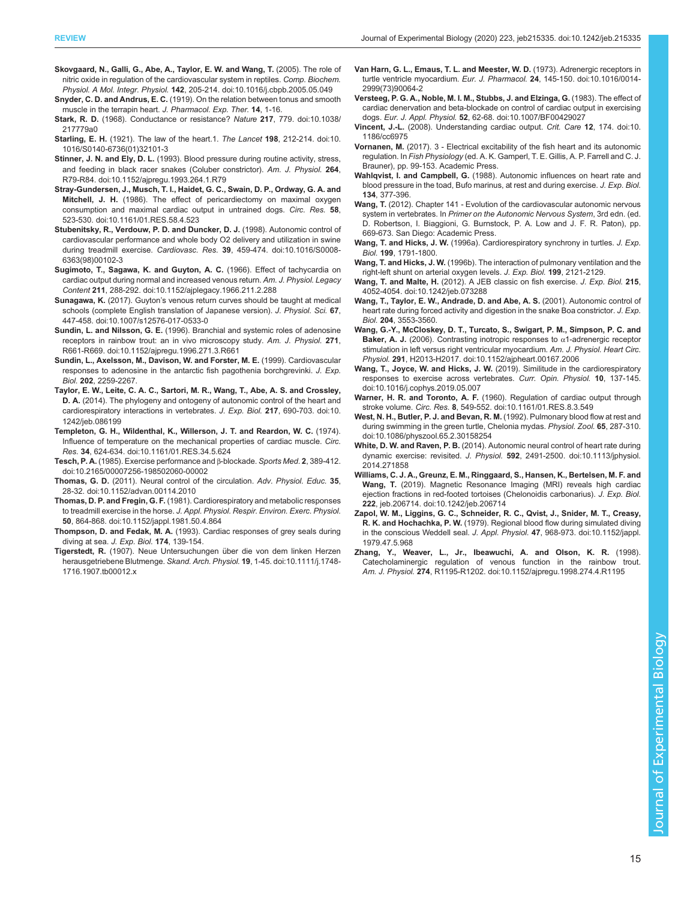**Skovgaard, N., Galli, G., Abe, A., Taylor, E. W. and Wang, T.** (2005). The role of nitric oxide in regulation of the cardiovascular system in reptiles. *Comp. Biochem. Physiol. A Mol. Integr. Physiol.* **142**, 205-214. doi:10.1016/j.cbpb.2005.05.049

**Snyder, C. D. and Andrus, E. C.** (1919). On the relation between tonus and smooth muscle in the terrapin heart. *J. Pharmacol. Exp. Ther.* **14**, 1-16.

**Stark, R. D.** (1968). Conductance or resistance? *Nature* **217**, 779. doi:10.1038/217779a0

**Starling, E. H.** (1921). The law of the heart.1. *The Lancet* **198**, 212-214. doi:10.1016/S0140-6736(01)32101-3

**Stinner, J. N. and Ely, D. L.** (1993). Blood pressure during routine activity, stress, and feeding in black racer snakes (Coluber constrictor). *Am. J. Physiol.* **264**, R79-R84. doi:10.1152/ajpregu.1993.264.1.R79

**Stray-Gundersen, J., Musch, T. I., Haidet, G. C., Swain, D. P., Ordway, G. A. and Mitchell, J. H.** (1986). The effect of pericardiectomy on maximal oxygen consumption and maximal cardiac output in untrained dogs. *Circ. Res.* **58**, 523-530. doi:10.1161/01.RES.58.4.523

**Stubenitsky, R., Verdouw, P. D. and Duncker, D. J.** (1998). Autonomic control of cardiovascular performance and whole body O2 delivery and utilization in swine during treadmill exercise. *Cardiovasc. Res.* **39**, 459-474. doi:10.1016/S0008-6363(98)00102-3

**Sugimoto, T., Sagawa, K. and Guyton, A. C.** (1966). Effect of tachycardia on cardiac output during normal and increased venous return. *Am. J. Physiol. Legacy Content* **211**, 288-292. doi:10.1152/ajplegacy.1966.211.2.288

**Sunagawa, K.** (2017). Guyton's venous return curves should be taught at medical schools (complete English translation of Japanese version). *J. Physiol. Sci.* **67**, 447-458. doi:10.1007/s12576-017-0533-0

**Sundin, L. and Nilsson, G. E.** (1996). Branchial and systemic roles of adenosine receptors in rainbow trout: an in vivo microscopy study. *Am. J. Physiol.* **271**, R661-R669. doi:10.1152/ajpregu.1996.271.3.R661

**Sundin, L., Axelsson, M., Davison, W. and Forster, M. E.** (1999). Cardiovascular responses to adenosine in the antarctic fish pagothenia borchgrevinki. *J. Exp. Biol.* **202**, 2259-2267.

**Taylor, E. W., Leite, C. A. C., Sartori, M. R., Wang, T., Abe, A. S. and Crossley, D. A.** (2014). The phylogeny and ontogeny of autonomic control of the heart and cardiorespiratory interactions in vertebrates. *J. Exp. Biol.* **217**, 690-703. doi:10.1242/jeb.086199

**Templeton, G. H., Wildenthal, K., Willerson, J. T. and Reardon, W. C.** (1974). Influence of temperature on the mechanical properties of cardiac muscle. *Circ. Res.* **34**, 624-634. doi:10.1161/01.RES.34.5.624

**Tesch, P. A.** (1985). Exercise performance and β-blockade. *Sports Med.* **2**, 389-412. doi:10.2165/00007256-198502060-00002

**Thomas, G. D.** (2011). Neural control of the circulation. *Adv. Physiol. Educ.* **35**, 28-32. doi:10.1152/advan.00114.2010

**Thomas, D. P. and Fregin, G. F.** (1981). Cardiorespiratory and metabolic responses to treadmill exercise in the horse. *J. Appl. Physiol. Respir. Environ. Exerc. Physiol.* **50**, 864-868. doi:10.1152/jappl.1981.50.4.864

**Thompson, D. and Fedak, M. A.** (1993). Cardiac responses of grey seals during diving at sea. *J. Exp. Biol.* **174**, 139-154.

**Tigerstedt, R.** (1907). Neue Untersuchungen über die von dem linken Herzen herausgetriebene Blutmenge. *Skand. Arch. Physiol.* **19**, 1-45. doi:10.1111/j.1748-1716.1907.tb00012.x

**Van Harn, G. L., Emaus, T. L. and Meester, W. D.** (1973). Adrenergic receptors in turtle ventricle myocardium. *Eur. J. Pharmacol.* **24**, 145-150. doi:10.1016/0014-2999(73)90064-2

**Versteeg, P. G. A., Noble, M. I. M., Stubbs, J. and Elzinga, G.** (1983). The effect of cardiac denervation and beta-blockade on control of cardiac output in exercising dogs. *Eur. J. Appl. Physiol.* **52**, 62-68. doi:10.1007/BF00429027

**Vincent, J.-L.** (2008). Understanding cardiac output. *Crit. Care* **12**, 174. doi:10.1186/cc6975

**Vornanen, M.** (2017). 3 - Electrical excitability of the fish heart and its autonomic regulation. In *Fish Physiology* (ed. A. K. Gamperl, T. E. Gillis, A. P. Farrell and C. J. Brauner), pp. 99-153. Academic Press.

**Wahlqvist, I. and Campbell, G.** (1988). Autonomic influences on heart rate and blood pressure in the toad, Bufo marinus, at rest and during exercise. *J. Exp. Biol.* **134**, 377-396.

**Wang, T.** (2012). Chapter 141 - Evolution of the cardiovascular autonomic nervous system in vertebrates. In *Primer on the Autonomic Nervous System*, 3rd edn. (ed. D. Robertson, I. Biaggioni, G. Burnstock, P. A. Low and J. F. R. Paton), pp. 669-673. San Diego: Academic Press.

**Wang, T. and Hicks, J. W.** (1996a). Cardiorespiratory synchrony in turtles. *J. Exp. Biol.* **199**, 1791-1800.

**Wang, T. and Hicks, J. W.** (1996b). The interaction of pulmonary ventilation and the right-left shunt on arterial oxygen levels. *J. Exp. Biol.* **199**, 2121-2129.

**Wang, T. and Malte, H.** (2012). A JEB classic on fish exercise. *J. Exp. Biol.* **215**, 4052-4054. doi:10.1242/jeb.073288

**Wang, T., Taylor, E. W., Andrade, D. and Abe, A. S.** (2001). Autonomic control of heart rate during forced activity and digestion in the snake Boa constrictor. *J. Exp. Biol.* **204**, 3553-3560.

**Wang, G.-Y., McCloskey, D. T., Turcato, S., Swigart, P. M., Simpson, P. C. and Baker, A. J.** (2006). Contrasting inotropic responses to α1-adrenergic receptor stimulation in left versus right ventricular myocardium. *Am. J. Physiol. Heart Circ. Physiol.* **291**, H2013-H2017. doi:10.1152/ajpheart.00167.2006

**Wang, T., Joyce, W. and Hicks, J. W.** (2019). Similitude in the cardiorespiratory responses to exercise across vertebrates. *Curr. Opin. Physiol.* **10**, 137-145. doi:10.1016/j.cophys.2019.05.007

**Warner, H. R. and Toronto, A. F.** (1960). Regulation of cardiac output through stroke volume. *Circ. Res.* **8**, 549-552. doi:10.1161/01.RES.8.3.549

**West, N. H., Butler, P. J. and Bevan, R. M.** (1992). Pulmonary blood flow at rest and during swimming in the green turtle, Chelonia mydas. *Physiol. Zool.* **65**, 287-310. doi:10.1086/physzool.65.2.30158254

**White, D. W. and Raven, P. B.** (2014). Autonomic neural control of heart rate during dynamic exercise: revisited. *J. Physiol.* **592**, 2491-2500. doi:10.1113/jphysiol.2014.271858

**Williams, C. J. A., Greunz, E. M., Ringgaard, S., Hansen, K., Bertelsen, M. F. and Wang, T.** (2019). Magnetic Resonance Imaging (MRI) reveals high cardiac ejection fractions in red-footed tortoises (Chelonoidis carbonarius). *J. Exp. Biol.* **222**, jeb.206714. doi:10.1242/jeb.206714

**Zapol, W. M., Liggins, G. C., Schneider, R. C., Qvist, J., Snider, M. T., Creasy, R. K. and Hochachka, P. W.** (1979). Regional blood flow during simulated diving in the conscious Weddell seal. *J. Appl. Physiol.* **47**, 968-973. doi:10.1152/jappl.1979.47.5.968

**Zhang, Y., Weaver, L., Jr., Ibeawuchi, A. and Olson, K. R.** (1998). Catecholaminergic regulation of venous function in the rainbow trout. *Am. J. Physiol.* **274**, R1195-R1202. doi:10.1152/ajpregu.1998.274.4.R1195